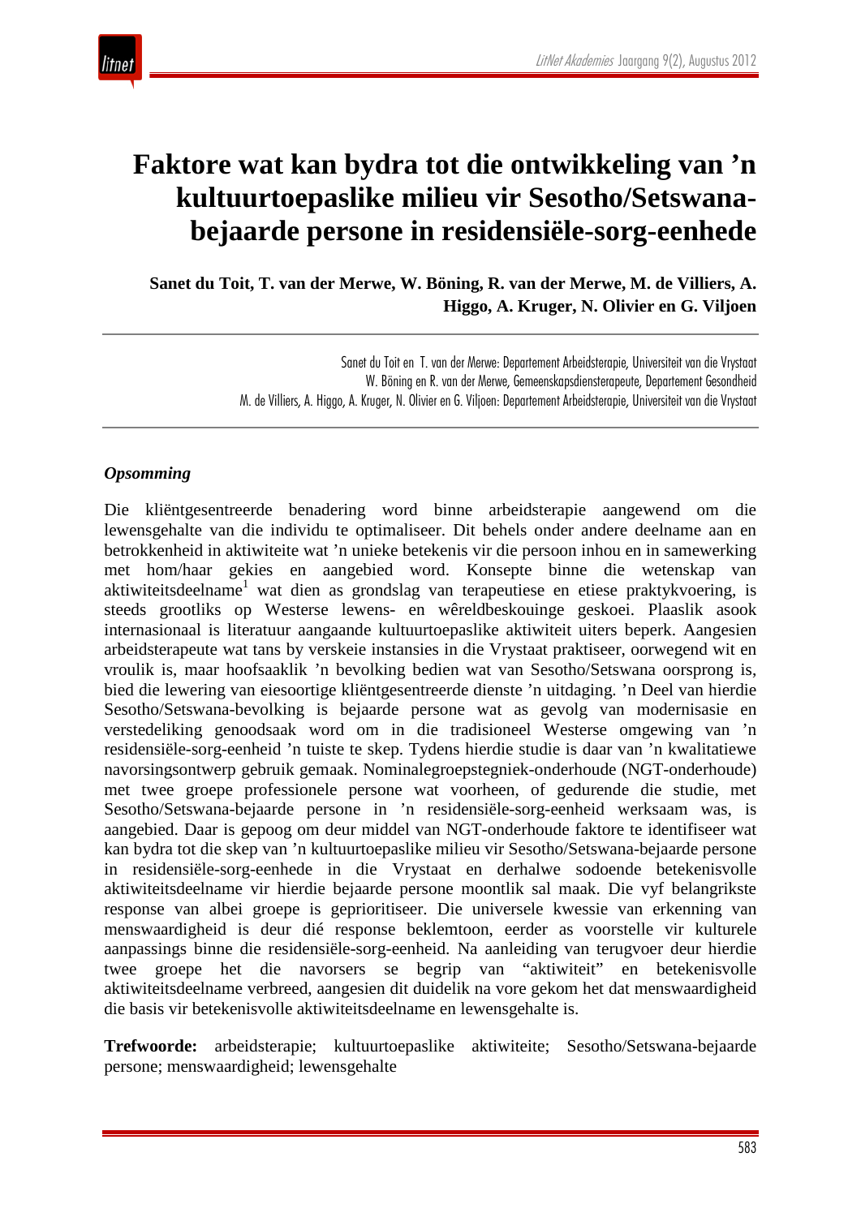# Faktore wat kan bydra tot die ontwikkeling van ’n kultuurtoepaslike milieu vir Sesotho/Setswana-bejaarde persone in residensiële-sorg-eenhede

**Sanet du Toit, T. van der Merwe, W. Böning, R. van der Merwe, M. de Villiers, A. Higgo, A. Kruger, N. Olivier en G. Viljoen**

Sanet du Toit en T. van der Merwe: Departement Arbeidsterapie, Universiteit van die Vrystaat
W. Böning en R. van der Merwe, Gemeenskapsdiensterapeute, Departement Gesondheid
M. de Villiers, A. Higgo, A. Kruger, N. Olivier en G. Viljoen: Departement Arbeidsterapie, Universiteit van die Vrystaat

### *Opsomming*

Die kliëntgesentreerde benadering word binne arbeidsterapie aangewend om die lewensgehalte van die individu te optimaliseer. Dit behels onder andere deelname aan en betrokkenheid in aktiwiteite wat ’n unieke betekenis vir die persoon inhou en in samewerking met hom/haar gekies en aangebied word. Konsepte binne die wetenskap van aktiwiteitsdeelname[1] wat dien as grondslag van terapeutiese en etiese praktykvoering, is steeds grootliks op Westerse lewens- en wêreldbeskouinge geskoei. Plaaslik asook internasionaal is literatuur aangaande kultuurtoepaslike aktiwiteit uiters beperk. Aangesien arbeidsterapeute wat tans by verskeie instansies in die Vrystaat praktiseer, oorwegend wit en vroulik is, maar hoofsaaklik ’n bevolking bedien wat van Sesotho/Setswana oorsprong is, bied die lewering van eiesoortige kliëntgesentreerde dienste ’n uitdaging. ’n Deel van hierdie Sesotho/Setswana-bevolking is bejaarde persone wat as gevolg van modernisasie en verstedeliking genoodsaak word om in die tradisioneel Westerse omgewing van ’n residensiële-sorg-eenheid ’n tuiste te skep. Tydens hierdie studie is daar van ’n kwalitatiewe navorsingsontwerp gebruik gemaak. Nominalegroepstegniek-onderhoude (NGT-onderhoude) met twee groepe professionele persone wat voorheen, of gedurende die studie, met Sesotho/Setswana-bejaarde persone in ’n residensiële-sorg-eenheid werksaam was, is aangebied. Daar is gepoog om deur middel van NGT-onderhoude faktore te identifiseer wat kan bydra tot die skep van ’n kultuurtoepaslike milieu vir Sesotho/Setswana-bejaarde persone in residensiële-sorg-eenhede in die Vrystaat en derhalwe sodoende betekenisvolle aktiwiteitsdeelname vir hierdie bejaarde persone moontlik sal maak. Die vyf belangrikste response van albei groepe is geprioritiseer. Die universele kwessie van erkenning van menswaardigheid is deur dié response beklemtoon, eerder as voorstelle vir kulturele aanpassings binne die residensiële-sorg-eenheid. Na aanleiding van terugvoer deur hierdie twee groepe het die navorsers se begrip van “aktiwiteit” en betekenisvolle aktiwiteitsdeelname verbreed, aangesien dit duidelik na vore gekom het dat menswaardigheid die basis vir betekenisvolle aktiwiteitsdeelname en lewensgehalte is.

**Trefwoorde:** arbeidsterapie; kultuurtoepaslike aktiwiteite; Sesotho/Setswana-bejaarde persone; menswaardigheid; lewensgehalte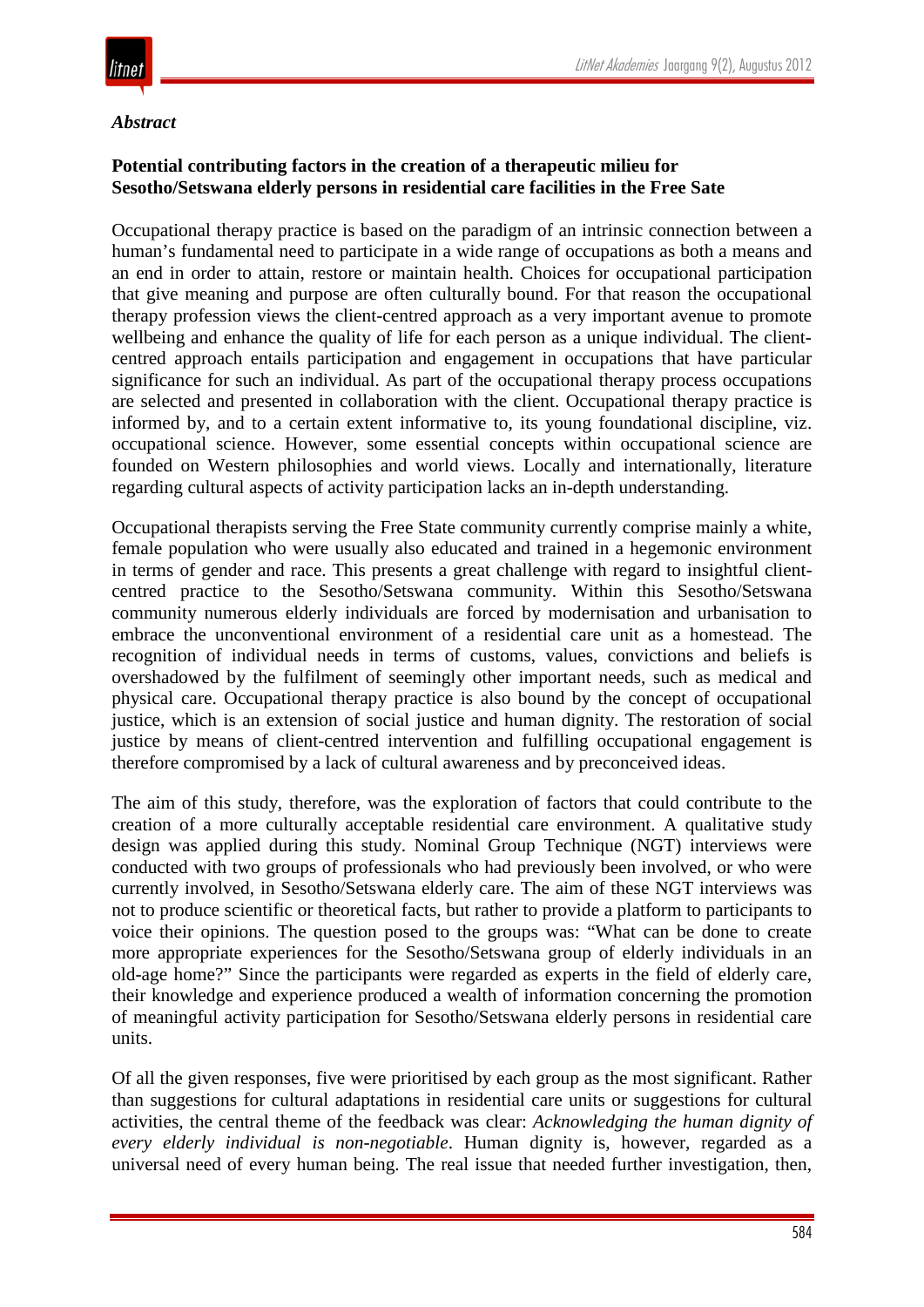***Abstract***

**Potential contributing factors in the creation of a therapeutic milieu for Sesotho/Setswana elderly persons in residential care facilities in the Free Sate**

Occupational therapy practice is based on the paradigm of an intrinsic connection between a human's fundamental need to participate in a wide range of occupations as both a means and an end in order to attain, restore or maintain health. Choices for occupational participation that give meaning and purpose are often culturally bound. For that reason the occupational therapy profession views the client-centred approach as a very important avenue to promote wellbeing and enhance the quality of life for each person as a unique individual. The client-centred approach entails participation and engagement in occupations that have particular significance for such an individual. As part of the occupational therapy process occupations are selected and presented in collaboration with the client. Occupational therapy practice is informed by, and to a certain extent informative to, its young foundational discipline, viz. occupational science. However, some essential concepts within occupational science are founded on Western philosophies and world views. Locally and internationally, literature regarding cultural aspects of activity participation lacks an in-depth understanding.

Occupational therapists serving the Free State community currently comprise mainly a white, female population who were usually also educated and trained in a hegemonic environment in terms of gender and race. This presents a great challenge with regard to insightful client-centred practice to the Sesotho/Setswana community. Within this Sesotho/Setswana community numerous elderly individuals are forced by modernisation and urbanisation to embrace the unconventional environment of a residential care unit as a homestead. The recognition of individual needs in terms of customs, values, convictions and beliefs is overshadowed by the fulfilment of seemingly other important needs, such as medical and physical care. Occupational therapy practice is also bound by the concept of occupational justice, which is an extension of social justice and human dignity. The restoration of social justice by means of client-centred intervention and fulfilling occupational engagement is therefore compromised by a lack of cultural awareness and by preconceived ideas.

The aim of this study, therefore, was the exploration of factors that could contribute to the creation of a more culturally acceptable residential care environment. A qualitative study design was applied during this study. Nominal Group Technique (NGT) interviews were conducted with two groups of professionals who had previously been involved, or who were currently involved, in Sesotho/Setswana elderly care. The aim of these NGT interviews was not to produce scientific or theoretical facts, but rather to provide a platform to participants to voice their opinions. The question posed to the groups was: "What can be done to create more appropriate experiences for the Sesotho/Setswana group of elderly individuals in an old-age home?" Since the participants were regarded as experts in the field of elderly care, their knowledge and experience produced a wealth of information concerning the promotion of meaningful activity participation for Sesotho/Setswana elderly persons in residential care units.

Of all the given responses, five were prioritised by each group as the most significant. Rather than suggestions for cultural adaptations in residential care units or suggestions for cultural activities, the central theme of the feedback was clear: *Acknowledging the human dignity of every elderly individual is non-negotiable*. Human dignity is, however, regarded as a universal need of every human being. The real issue that needed further investigation, then,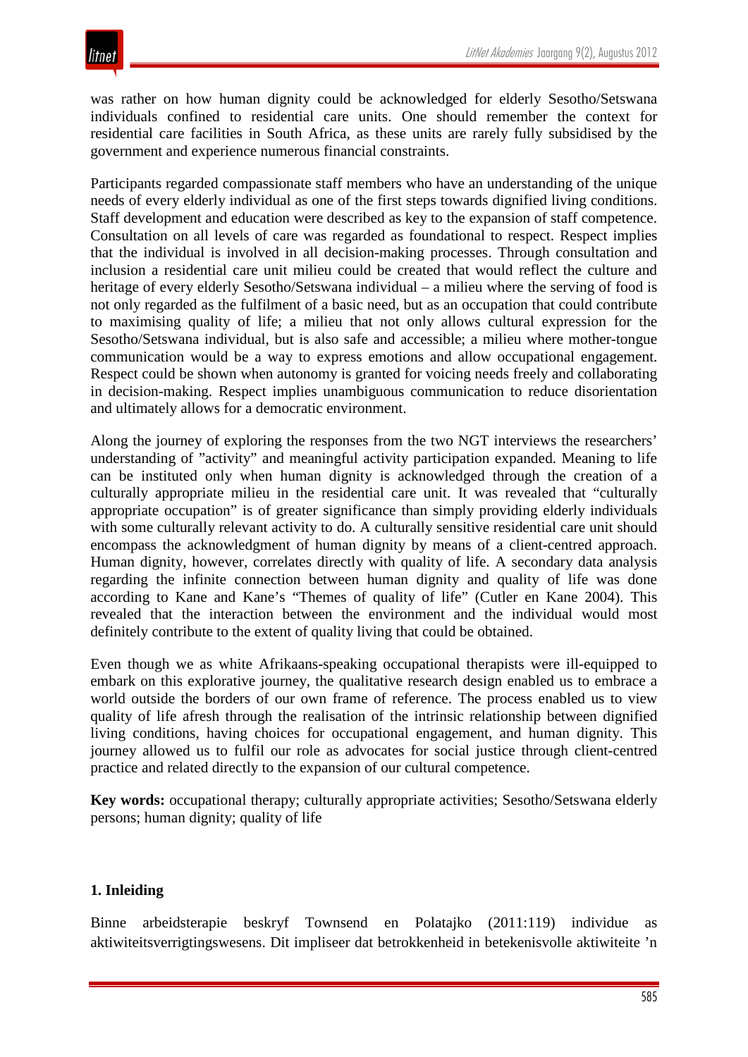was rather on how human dignity could be acknowledged for elderly Sesotho/Setswana individuals confined to residential care units. One should remember the context for residential care facilities in South Africa, as these units are rarely fully subsidised by the government and experience numerous financial constraints.

Participants regarded compassionate staff members who have an understanding of the unique needs of every elderly individual as one of the first steps towards dignified living conditions. Staff development and education were described as key to the expansion of staff competence. Consultation on all levels of care was regarded as foundational to respect. Respect implies that the individual is involved in all decision-making processes. Through consultation and inclusion a residential care unit milieu could be created that would reflect the culture and heritage of every elderly Sesotho/Setswana individual – a milieu where the serving of food is not only regarded as the fulfilment of a basic need, but as an occupation that could contribute to maximising quality of life; a milieu that not only allows cultural expression for the Sesotho/Setswana individual, but is also safe and accessible; a milieu where mother-tongue communication would be a way to express emotions and allow occupational engagement. Respect could be shown when autonomy is granted for voicing needs freely and collaborating in decision-making. Respect implies unambiguous communication to reduce disorientation and ultimately allows for a democratic environment.

Along the journey of exploring the responses from the two NGT interviews the researchers' understanding of "activity" and meaningful activity participation expanded. Meaning to life can be instituted only when human dignity is acknowledged through the creation of a culturally appropriate milieu in the residential care unit. It was revealed that "culturally appropriate occupation" is of greater significance than simply providing elderly individuals with some culturally relevant activity to do. A culturally sensitive residential care unit should encompass the acknowledgment of human dignity by means of a client-centred approach. Human dignity, however, correlates directly with quality of life. A secondary data analysis regarding the infinite connection between human dignity and quality of life was done according to Kane and Kane's "Themes of quality of life" (Cutler en Kane 2004). This revealed that the interaction between the environment and the individual would most definitely contribute to the extent of quality living that could be obtained.

Even though we as white Afrikaans-speaking occupational therapists were ill-equipped to embark on this explorative journey, the qualitative research design enabled us to embrace a world outside the borders of our own frame of reference. The process enabled us to view quality of life afresh through the realisation of the intrinsic relationship between dignified living conditions, having choices for occupational engagement, and human dignity. This journey allowed us to fulfil our role as advocates for social justice through client-centred practice and related directly to the expansion of our cultural competence.

**Key words:** occupational therapy; culturally appropriate activities; Sesotho/Setswana elderly persons; human dignity; quality of life

## 1. Inleiding

Binne arbeidsterapie beskryf Townsend en Polatajko (2011:119) individue as aktiwiteitsverrigtingswesens. Dit impliseer dat betrokkenheid in betekenisvolle aktiwiteite 'n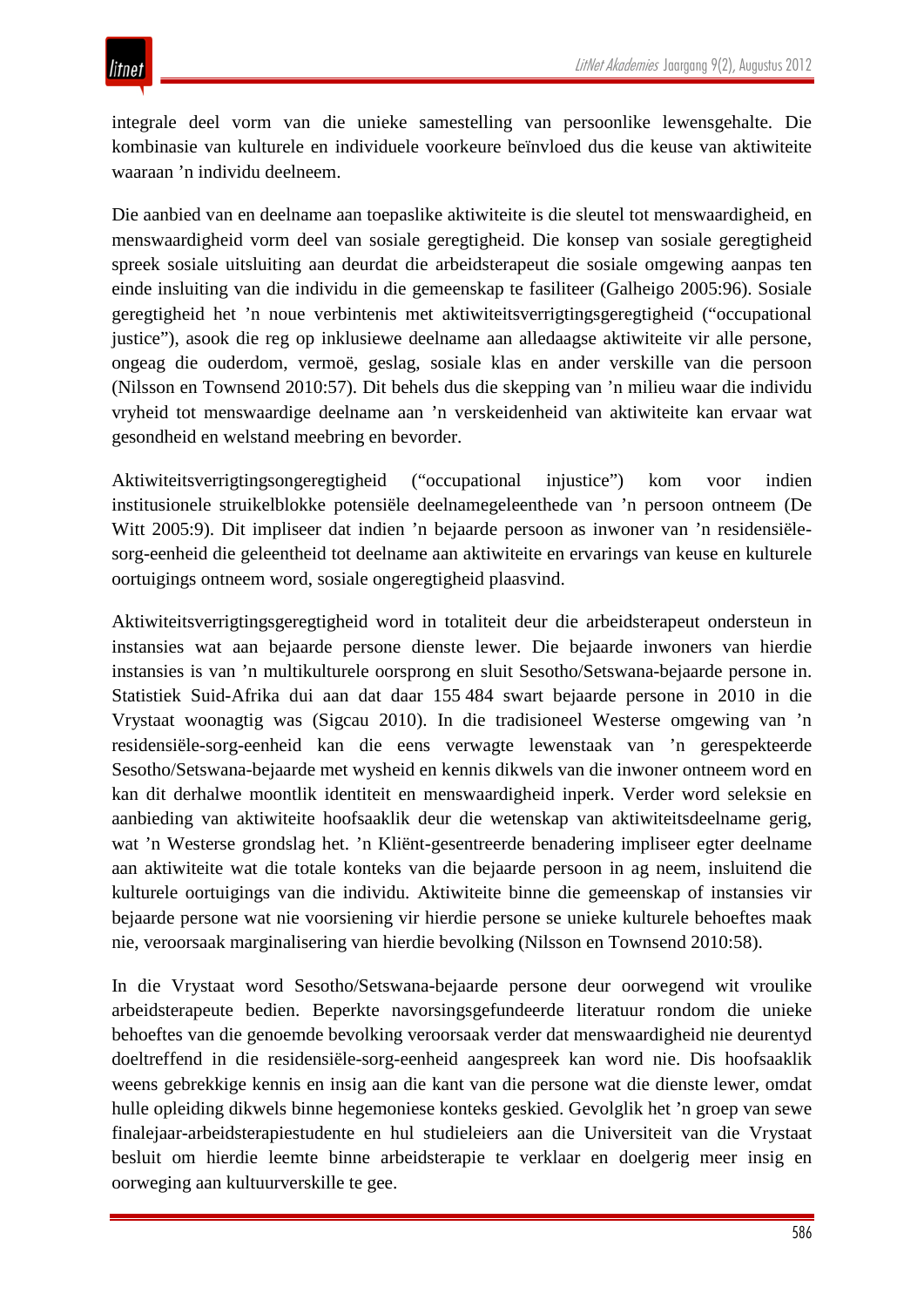integrale deel vorm van die unieke samestelling van persoonlike lewensgehalte. Die kombinasie van kulturele en individuele voorkeure beïnvloed dus die keuse van aktiwiteite waaraan ’n individu deelneem.

Die aanbied van en deelname aan toepaslike aktiwiteite is die sleutel tot menswaardigheid, en menswaardigheid vorm deel van sosiale geregtigheid. Die konsep van sosiale geregtigheid spreek sosiale uitsluiting aan deurdat die arbeidsterapeut die sosiale omgewing aanpas ten einde insluiting van die individu in die gemeenskap te fasiliteer (Galheigo 2005:96). Sosiale geregtigheid het ’n noue verbintenis met aktiwiteitsverrigtingsgeregtigheid (“occupational justice”), asook die reg op inklusiewe deelname aan alledaagse aktiwiteite vir alle persone, ongeag die ouderdom, vermoë, geslag, sosiale klas en ander verskille van die persoon (Nilsson en Townsend 2010:57). Dit behels dus die skepping van ’n milieu waar die individu vryheid tot menswaardige deelname aan ’n verskeidenheid van aktiwiteite kan ervaar wat gesondheid en welstand meebring en bevorder.

Aktiwiteitsverrigtingsongeregtigheid (“occupational injustice”) kom voor indien institusionele struikelblokke potensiële deelnamegeleenthede van ’n persoon ontneem (De Witt 2005:9). Dit impliseer dat indien ’n bejaarde persoon as inwoner van ’n residensiële-sorg-eenheid die geleentheid tot deelname aan aktiwiteite en ervarings van keuse en kulturele oortuigings ontneem word, sosiale ongeregtigheid plaasvind.

Aktiwiteitsverrigtingsgeregtigheid word in totaliteit deur die arbeidsterapeut ondersteun in instansies wat aan bejaarde persone dienste lewer. Die bejaarde inwoners van hierdie instansies is van ’n multikulturele oorsprong en sluit Sesotho/Setswana-bejaarde persone in. Statistiek Suid-Afrika dui aan dat daar 155 484 swart bejaarde persone in 2010 in die Vrystaat woonagtig was (Sigcau 2010). In die tradisioneel Westerse omgewing van ’n residensiële-sorg-eenheid kan die eens verwagte lewenstaak van ’n gerespekteerde Sesotho/Setswana-bejaarde met wysheid en kennis dikwels van die inwoner ontneem word en kan dit derhalwe moontlik identiteit en menswaardigheid inperk. Verder word seleksie en aanbieding van aktiwiteite hoofsaaklik deur die wetenskap van aktiwiteitsdeelname gerig, wat ’n Westerse grondslag het. ’n Kliënt-gesentreerde benadering impliseer egter deelname aan aktiwiteite wat die totale konteks van die bejaarde persoon in ag neem, insluitend die kulturele oortuigings van die individu. Aktiwiteite binne die gemeenskap of instansies vir bejaarde persone wat nie voorsiening vir hierdie persone se unieke kulturele behoeftes maak nie, veroorsaak marginalisering van hierdie bevolking (Nilsson en Townsend 2010:58).

In die Vrystaat word Sesotho/Setswana-bejaarde persone deur oorwegend wit vroulike arbeidsterapeute bedien. Beperkte navorsingsgefundeerde literatuur rondom die unieke behoeftes van die genoemde bevolking veroorsaak verder dat menswaardigheid nie deurentyd doeltreffend in die residensiële-sorg-eenheid aangespreek kan word nie. Dis hoofsaaklik weens gebrekkige kennis en insig aan die kant van die persone wat die dienste lewer, omdat hulle opleiding dikwels binne hegemoniese konteks geskied. Gevolglik het ’n groep van sewe finalejaar-arbeidsterapiestudente en hul studieleiers aan die Universiteit van die Vrystaat besluit om hierdie leemte binne arbeidsterapie te verklaar en doelgerig meer insig en oorweging aan kultuurverskille te gee.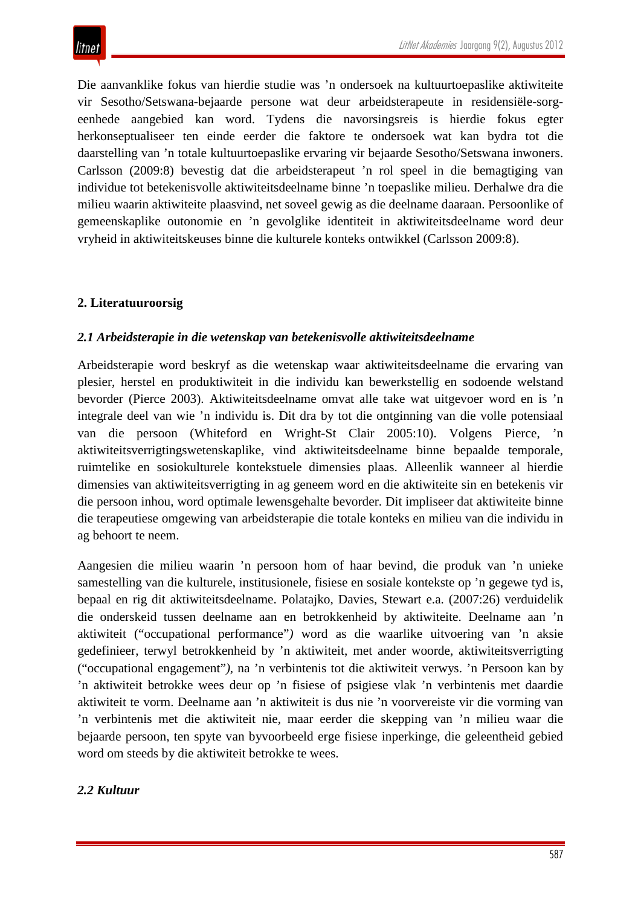Die aanvanklike fokus van hierdie studie was ’n ondersoek na kultuurtoepaslike aktiwiteite vir Sesotho/Setswana-bejaarde persone wat deur arbeidsterapeute in residensiële-sorg-eenhede aangebied kan word. Tydens die navorsingsreis is hierdie fokus egter herkonseptualiseer ten einde eerder die faktore te ondersoek wat kan bydra tot die daarstelling van ’n totale kultuurtoepaslike ervaring vir bejaarde Sesotho/Setswana inwoners. Carlsson (2009:8) bevestig dat die arbeidsterapeut ’n rol speel in die bemagtiging van individue tot betekenisvolle aktiwiteitsdeelname binne ’n toepaslike milieu. Derhalwe dra die milieu waarin aktiwiteite plaasvind, net soveel gewig as die deelname daaraan. Persoonlike of gemeenskaplike outonomie en ’n gevolglike identiteit in aktiwiteitsdeelname word deur vryheid in aktiwiteitskeuses binne die kulturele konteks ontwikkel (Carlsson 2009:8).

## 2. Literatuuroorsig

### *2.1 Arbeidsterapie in die wetenskap van betekenisvolle aktiwiteitsdeelname*

Arbeidsterapie word beskryf as die wetenskap waar aktiwiteitsdeelname die ervaring van plesier, herstel en produktiwiteit in die individu kan bewerkstellig en sodoende welstand bevorder (Pierce 2003). Aktiwiteitsdeelname omvat alle take wat uitgevoer word en is ’n integrale deel van wie ’n individu is. Dit dra by tot die ontginning van die volle potensiaal van die persoon (Whiteford en Wright-St Clair 2005:10). Volgens Pierce, ’n aktiwiteitsverrigtingswetenskaplike, vind aktiwiteitsdeelname binne bepaalde temporale, ruimtelike en sosiokulturele kontekstuele dimensies plaas. Alleenlik wanneer al hierdie dimensies van aktiwiteitsverrigting in ag geneem word en die aktiwiteite sin en betekenis vir die persoon inhou, word optimale lewensgehalte bevorder. Dit impliseer dat aktiwiteite binne die terapeutiese omgewing van arbeidsterapie die totale konteks en milieu van die individu in ag behoort te neem.

Aangesien die milieu waarin ’n persoon hom of haar bevind, die produk van ’n unieke samestelling van die kulturele, institusionele, fisiese en sosiale kontekste op ’n gegewe tyd is, bepaal en rig dit aktiwiteitsdeelname. Polatajko, Davies, Stewart e.a. (2007:26) verduidelik die onderskeid tussen deelname aan en betrokkenheid by aktiwiteite. Deelname aan ’n aktiwiteit (“occupational performance”*)* word as die waarlike uitvoering van ’n aksie gedefinieer, terwyl betrokkenheid by ’n aktiwiteit, met ander woorde, aktiwiteitsverrigting (“occupational engagement”*),* na ’n verbintenis tot die aktiwiteit verwys. ’n Persoon kan by ’n aktiwiteit betrokke wees deur op ’n fisiese of psigiese vlak ’n verbintenis met daardie aktiwiteit te vorm. Deelname aan ’n aktiwiteit is dus nie ’n voorvereiste vir die vorming van ’n verbintenis met die aktiwiteit nie, maar eerder die skepping van ’n milieu waar die bejaarde persoon, ten spyte van byvoorbeeld erge fisiese inperkinge, die geleentheid gebied word om steeds by die aktiwiteit betrokke te wees.

### *2.2 Kultuur*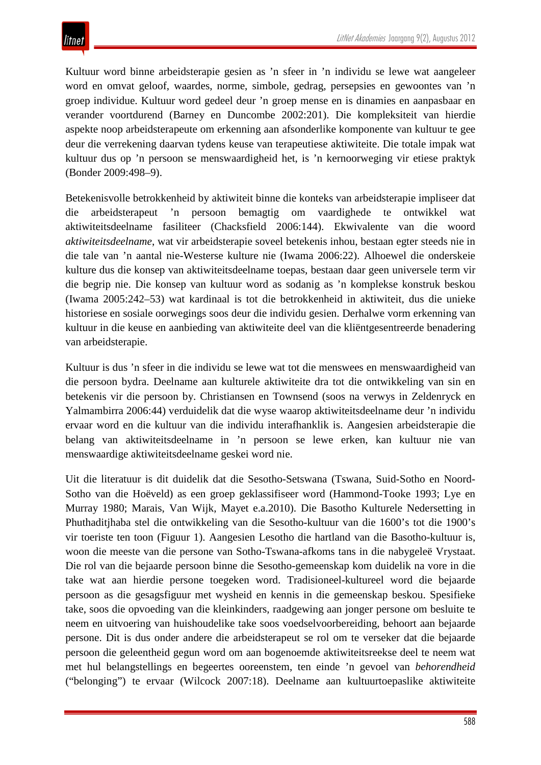Kultuur word binne arbeidsterapie gesien as ’n sfeer in ’n individu se lewe wat aangeleer word en omvat geloof, waardes, norme, simbole, gedrag, persepsies en gewoontes van ’n groep individue. Kultuur word gedeel deur ’n groep mense en is dinamies en aanpasbaar en verander voortdurend (Barney en Duncombe 2002:201). Die kompleksiteit van hierdie aspekte noop arbeidsterapeute om erkenning aan afsonderlike komponente van kultuur te gee deur die verrekening daarvan tydens keuse van terapeutiese aktiwiteite. Die totale impak wat kultuur dus op ’n persoon se menswaardigheid het, is ’n kernoorweging vir etiese praktyk (Bonder 2009:498–9).

Betekenisvolle betrokkenheid by aktiwiteit binne die konteks van arbeidsterapie impliseer dat die arbeidsterapeut ’n persoon bemagtig om vaardighede te ontwikkel wat aktiwiteitsdeelname fasiliteer (Chacksfield 2006:144). Ekwivalente van die woord *aktiwiteitsdeelname*, wat vir arbeidsterapie soveel betekenis inhou, bestaan egter steeds nie in die tale van ’n aantal nie-Westerse kulture nie (Iwama 2006:22). Alhoewel die onderskeie kulture dus die konsep van aktiwiteitsdeelname toepas, bestaan daar geen universele term vir die begrip nie. Die konsep van kultuur word as sodanig as ’n komplekse konstruk beskou (Iwama 2005:242–53) wat kardinaal is tot die betrokkenheid in aktiwiteit, dus die unieke historiese en sosiale oorwegings soos deur die individu gesien. Derhalwe vorm erkenning van kultuur in die keuse en aanbieding van aktiwiteite deel van die kliëntgesentreerde benadering van arbeidsterapie.

Kultuur is dus ’n sfeer in die individu se lewe wat tot die menswees en menswaardigheid van die persoon bydra. Deelname aan kulturele aktiwiteite dra tot die ontwikkeling van sin en betekenis vir die persoon by. Christiansen en Townsend (soos na verwys in Zeldenryck en Yalmambirra 2006:44) verduidelik dat die wyse waarop aktiwiteitsdeelname deur ’n individu ervaar word en die kultuur van die individu interafhanklik is. Aangesien arbeidsterapie die belang van aktiwiteitsdeelname in ’n persoon se lewe erken, kan kultuur nie van menswaardige aktiwiteitsdeelname geskei word nie.

Uit die literatuur is dit duidelik dat die Sesotho-Setswana (Tswana, Suid-Sotho en Noord-Sotho van die Hoëveld) as een groep geklassifiseer word (Hammond-Tooke 1993; Lye en Murray 1980; Marais, Van Wijk, Mayet e.a.2010). Die Basotho Kulturele Nedersetting in Phuthaditjhaba stel die ontwikkeling van die Sesotho-kultuur van die 1600’s tot die 1900’s vir toeriste ten toon (Figuur 1). Aangesien Lesotho die hartland van die Basotho-kultuur is, woon die meeste van die persone van Sotho-Tswana-afkoms tans in die nabygeleë Vrystaat. Die rol van die bejaarde persoon binne die Sesotho-gemeenskap kom duidelik na vore in die take wat aan hierdie persone toegeken word. Tradisioneel-kultureel word die bejaarde persoon as die gesagsfiguur met wysheid en kennis in die gemeenskap beskou. Spesifieke take, soos die opvoeding van die kleinkinders, raadgewing aan jonger persone om besluite te neem en uitvoering van huishoudelike take soos voedselvoorbereiding, behoort aan bejaarde persone. Dit is dus onder andere die arbeidsterapeut se rol om te verseker dat die bejaarde persoon die geleentheid gegun word om aan bogenoemde aktiwiteitsreekse deel te neem wat met hul belangstellings en begeertes ooreenstem, ten einde ’n gevoel van *behorendheid* (“belonging”) te ervaar (Wilcock 2007:18). Deelname aan kultuurtoepaslike aktiwiteite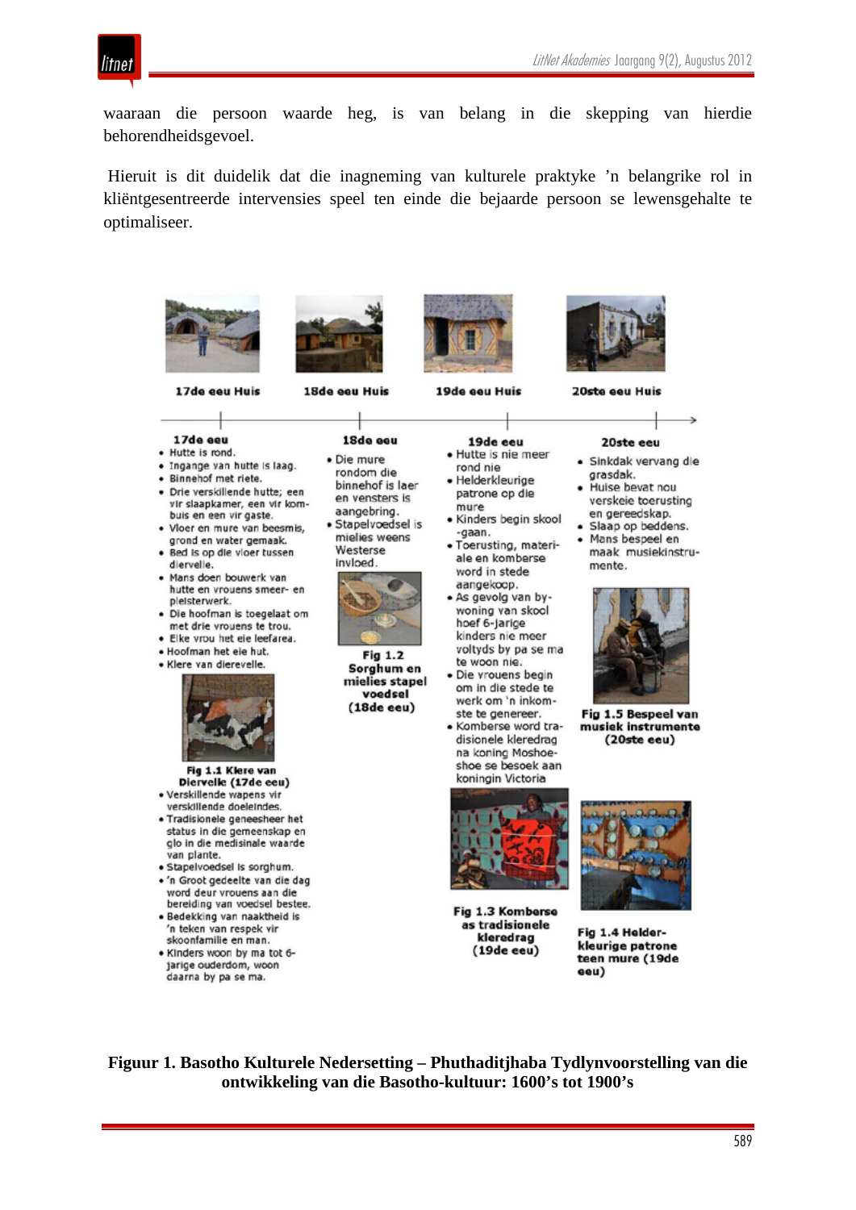waaraan die persoon waarde heg, is van belang in die skepping van hierdie behorendheidsgevoel.

Hieruit is dit duidelik dat die inagneming van kulturele praktyke 'n belangrike rol in kliëntgesentreerde intervensies speel ten einde die bejaarde persoon se lewensgehalte te optimaliseer.

17de eeu Huis

18de eeu Huis

19de eeu Huis

20ste eeu Huis

**17de eeu**

- Hutte is rond.
- Ingange van hutte is laag.
- Binnehof met riete.
- Drie verskillende hutte; een vir slaapkamer, een vir kombuis en een vir gaste.
- Vloer en mure van beesmis, grond en water gemaak.
- Bed is op die vloer tussen diervelle.
- Mans doen bouwerk van hutte en vrouens smeer- en pleisterwerk.
- Die hoofman is toegelaat om met drie vrouens te trou.
- Elke vrou het eie leefarea.
- Hoofman het eie hut.
- Klere van dierevelle.

**Fig 1.1 Klere van Diervelle (17de eeu)**

- Verskillende wapens vir verskillende doeleindes.
- Tradisionele geneesheer het status in die gemeenskap en glo in die medisinale waarde van plante.
- Stapelvoedsel is sorghum.
- 'n Groot gedeelte van die dag word deur vrouens aan die bereiding van voedsel bestee.
- Bedekking van naaktheid is 'n teken van respek vir skoonfamilie en man.
- Kinders woon by ma tot 6-jarige ouderdom, woon daarna by pa se ma.

**18de eeu**

- Die mure rondom die binnehof is laer en vensters is aangebring.
- Stapelvoedsel is mielies weens Westerse invloed.

**Fig 1.2 Sorghum en mielies stapel voedsel (18de eeu)**

**19de eeu**

- Hutte is nie meer rond nie
- Helderkleurige patrone op die mure
- Kinders begin skool -gaan.
- Toerusting, materiale en komberse word in stede aangekoop.
- As gevolg van bywoning van skool hoef 6-jarige kinders nie meer voltyds by pa se ma te woon nie.
- Die vrouens begin om in die stede te werk om 'n inkomste te genereer.
- Komberse word tradisionele kleredrag na koning Moshoeshoe se besoek aan koningin Victoria

**Fig 1.3 Komberse as tradisionele kleredrag (19de eeu)**

**20ste eeu**

- Sinkdak vervang die grasdak.
- Huise bevat nou verskeie toerusting en gereedskap.
- Slaap op beddens.
- Mans bespeel en maak musiekinstrumente.

**Fig 1.5 Bespeel van musiek instrumente (20ste eeu)**

**Fig 1.4 Helderkleurige patrone teen mure (19de eeu)**

**Figuur 1. Basotho Kulturele Nedersetting – Phuthaditjhaba Tydlynvoorstelling van die ontwikkeling van die Basotho-kultuur: 1600's tot 1900's**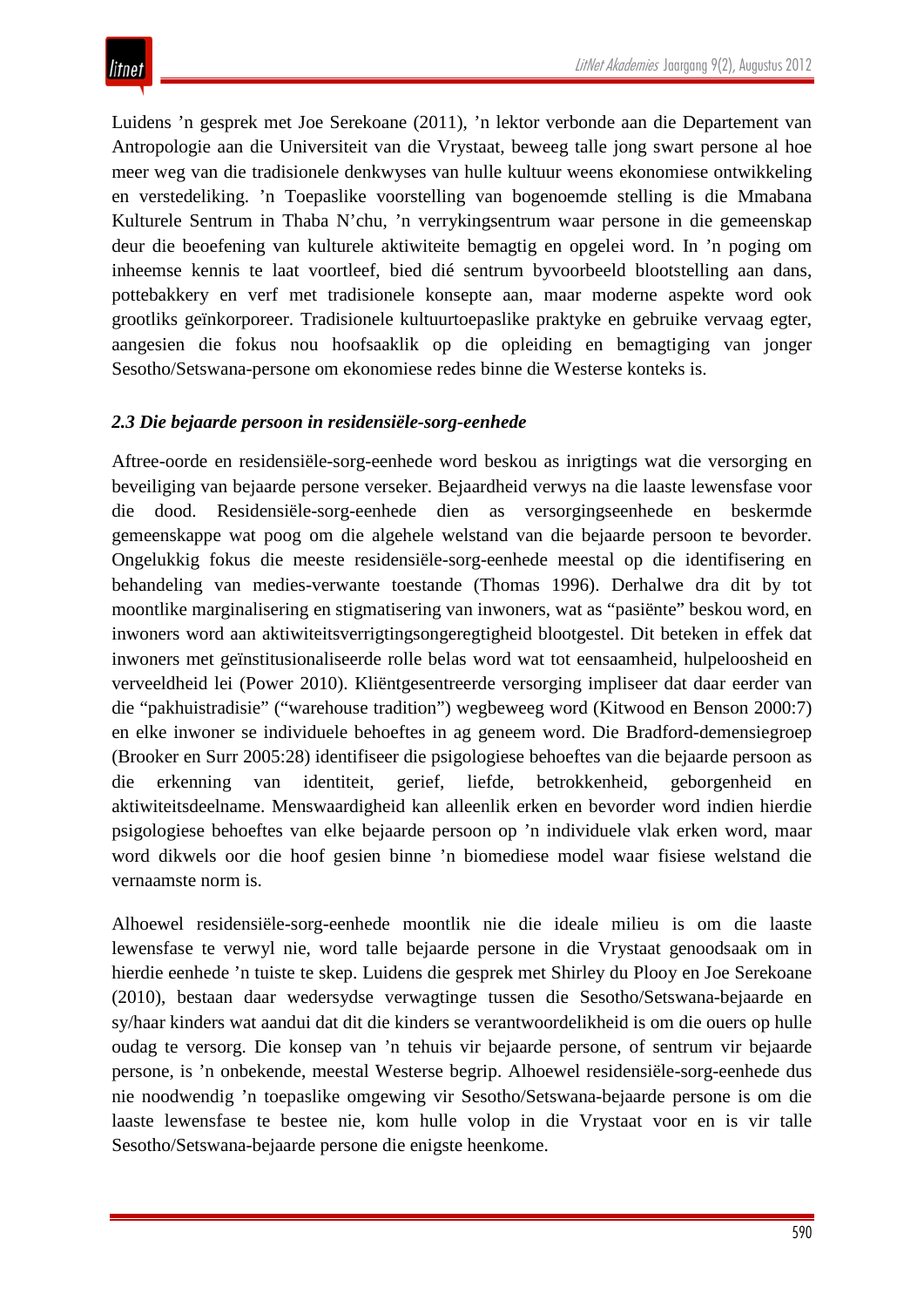Luidens ’n gesprek met Joe Serekoane (2011), ’n lektor verbonde aan die Departement van Antropologie aan die Universiteit van die Vrystaat, beweeg talle jong swart persone al hoe meer weg van die tradisionele denkwyses van hulle kultuur weens ekonomiese ontwikkeling en verstedeliking. ’n Toepaslike voorstelling van bogenoemde stelling is die Mmabana Kulturele Sentrum in Thaba N’chu, ’n verrykingsentrum waar persone in die gemeenskap deur die beoefening van kulturele aktiwiteite bemagtig en opgelei word. In ’n poging om inheemse kennis te laat voortleef, bied dié sentrum byvoorbeeld blootstelling aan dans, pottebakkery en verf met tradisionele konsepte aan, maar moderne aspekte word ook grootliks geïnkorporeer. Tradisionele kultuurtoepaslike praktyke en gebruike vervaag egter, aangesien die fokus nou hoofsaaklik op die opleiding en bemagtiging van jonger Sesotho/Setswana-persone om ekonomiese redes binne die Westerse konteks is.

### *2.3 Die bejaarde persoon in residensiële-sorg-eenhede*

Aftree-oorde en residensiële-sorg-eenhede word beskou as inrigtings wat die versorging en beveiliging van bejaarde persone verseker. Bejaardheid verwys na die laaste lewensfase voor die dood. Residensiële-sorg-eenhede dien as versorgingseenhede en beskermde gemeenskappe wat poog om die algehele welstand van die bejaarde persoon te bevorder. Ongelukkig fokus die meeste residensiële-sorg-eenhede meestal op die identifisering en behandeling van medies-verwante toestande (Thomas 1996). Derhalwe dra dit by tot moontlike marginalisering en stigmatisering van inwoners, wat as “pasiënte” beskou word, en inwoners word aan aktiwiteitsverrigtingsongeregtigheid blootgestel. Dit beteken in effek dat inwoners met geïnstitusionaliseerde rolle belas word wat tot eensaamheid, hulpeloosheid en verveeldheid lei (Power 2010). Kliëntgesentreerde versorging impliseer dat daar eerder van die “pakhuistradisie” (“warehouse tradition”) wegbeweeg word (Kitwood en Benson 2000:7) en elke inwoner se individuele behoeftes in ag geneem word. Die Bradford-demensiegroep (Brooker en Surr 2005:28) identifiseer die psigologiese behoeftes van die bejaarde persoon as die erkenning van identiteit, gerief, liefde, betrokkenheid, geborgenheid en aktiwiteitsdeelname. Menswaardigheid kan alleenlik erken en bevorder word indien hierdie psigologiese behoeftes van elke bejaarde persoon op ’n individuele vlak erken word, maar word dikwels oor die hoof gesien binne ’n biomediese model waar fisiese welstand die vernaamste norm is.

Alhoewel residensiële-sorg-eenhede moontlik nie die ideale milieu is om die laaste lewensfase te verwyl nie, word talle bejaarde persone in die Vrystaat genoodsaak om in hierdie eenhede ’n tuiste te skep. Luidens die gesprek met Shirley du Plooy en Joe Serekoane (2010), bestaan daar wedersydse verwagtinge tussen die Sesotho/Setswana-bejaarde en sy/haar kinders wat aandui dat dit die kinders se verantwoordelikheid is om die ouers op hulle oudag te versorg. Die konsep van ’n tehuis vir bejaarde persone, of sentrum vir bejaarde persone, is ’n onbekende, meestal Westerse begrip. Alhoewel residensiële-sorg-eenhede dus nie noodwendig ’n toepaslike omgewing vir Sesotho/Setswana-bejaarde persone is om die laaste lewensfase te bestee nie, kom hulle volop in die Vrystaat voor en is vir talle Sesotho/Setswana-bejaarde persone die enigste heenkome.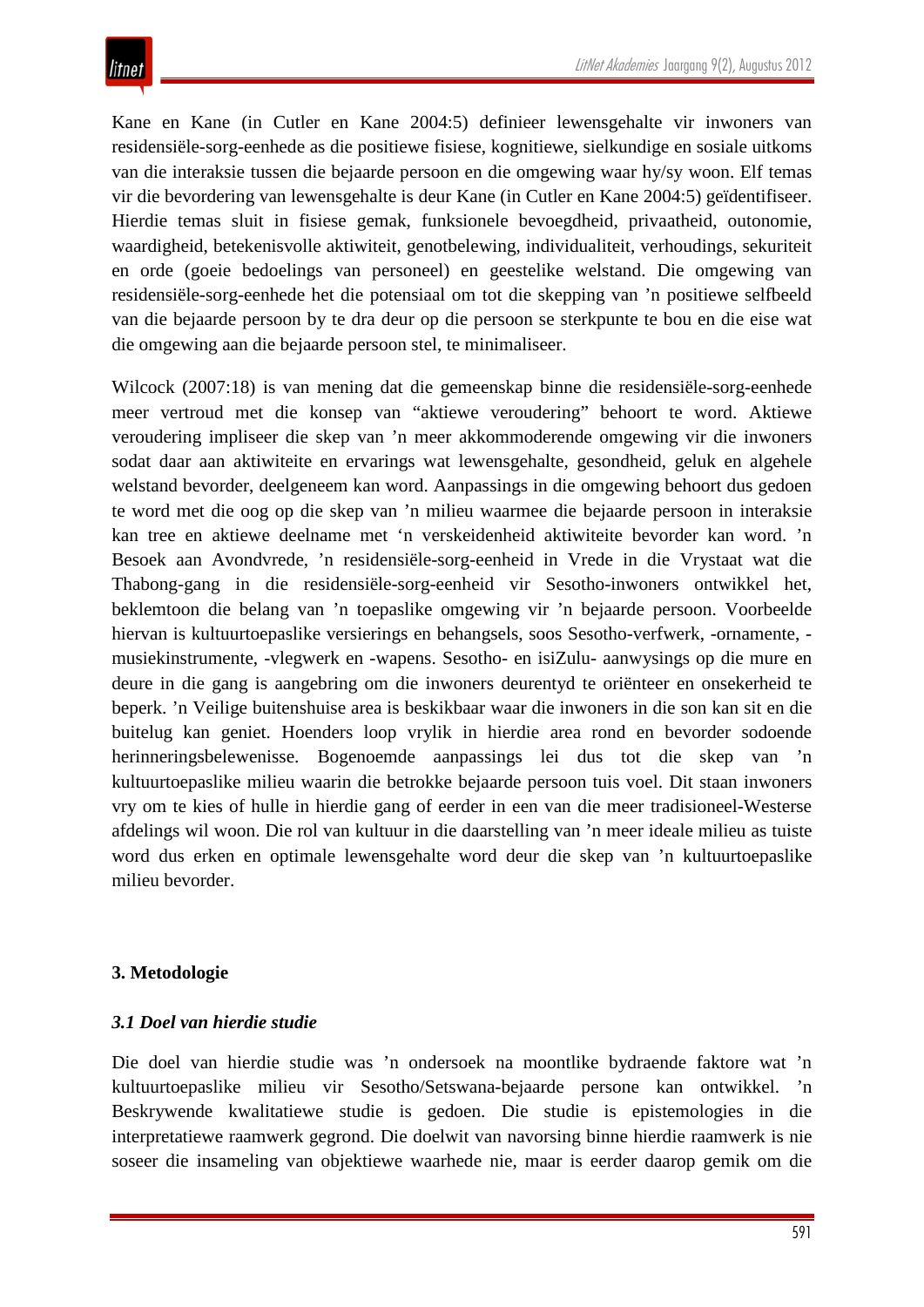Kane en Kane (in Cutler en Kane 2004:5) definieer lewensgehalte vir inwoners van residensiële-sorg-eenhede as die positiewe fisiese, kognitiewe, sielkundige en sosiale uitkoms van die interaksie tussen die bejaarde persoon en die omgewing waar hy/sy woon. Elf temas vir die bevordering van lewensgehalte is deur Kane (in Cutler en Kane 2004:5) geïdentifiseer. Hierdie temas sluit in fisiese gemak, funksionele bevoegdheid, privaatheid, outonomie, waardigheid, betekenisvolle aktiwiteit, genotbelewing, individualiteit, verhoudings, sekuriteit en orde (goeie bedoelings van personeel) en geestelike welstand. Die omgewing van residensiële-sorg-eenhede het die potensiaal om tot die skepping van 'n positiewe selfbeeld van die bejaarde persoon by te dra deur op die persoon se sterkpunte te bou en die eise wat die omgewing aan die bejaarde persoon stel, te minimaliseer.

Wilcock (2007:18) is van mening dat die gemeenskap binne die residensiële-sorg-eenhede meer vertroud met die konsep van "aktiewe veroudering" behoort te word. Aktiewe veroudering impliseer die skep van 'n meer akkommoderende omgewing vir die inwoners sodat daar aan aktiwiteite en ervarings wat lewensgehalte, gesondheid, geluk en algehele welstand bevorder, deelgeneem kan word. Aanpassings in die omgewing behoort dus gedoen te word met die oog op die skep van 'n milieu waarmee die bejaarde persoon in interaksie kan tree en aktiewe deelname met 'n verskeidenheid aktiwiteite bevorder kan word. 'n Besoek aan Avondvrede, 'n residensiële-sorg-eenheid in Vrede in die Vrystaat wat die Thabong-gang in die residensiële-sorg-eenheid vir Sesotho-inwoners ontwikkel het, beklemtoon die belang van 'n toepaslike omgewing vir 'n bejaarde persoon. Voorbeelde hiervan is kultuurtoepaslike versierings en behangsels, soos Sesotho-verfwerk, -ornamente, -musiekinstrumente, -vlegwerk en -wapens. Sesotho- en isiZulu- aanwysings op die mure en deure in die gang is aangebring om die inwoners deurentyd te oriënteer en onsekerheid te beperk. 'n Veilige buitenshuise area is beskikbaar waar die inwoners in die son kan sit en die buitelug kan geniet. Hoenders loop vrylik in hierdie area rond en bevorder sodoende herinneringsbelewenisse. Bogenoemde aanpassings lei dus tot die skep van 'n kultuurtoepaslike milieu waarin die betrokke bejaarde persoon tuis voel. Dit staan inwoners vry om te kies of hulle in hierdie gang of eerder in een van die meer tradisioneel-Westerse afdelings wil woon. Die rol van kultuur in die daarstelling van 'n meer ideale milieu as tuiste word dus erken en optimale lewensgehalte word deur die skep van 'n kultuurtoepaslike milieu bevorder.

## 3. Metodologie

### *3.1 Doel van hierdie studie*

Die doel van hierdie studie was 'n ondersoek na moontlike bydraende faktore wat 'n kultuurtoepaslike milieu vir Sesotho/Setswana-bejaarde persone kan ontwikkel. 'n Beskrywende kwalitatiewe studie is gedoen. Die studie is epistemologies in die interpretatiewe raamwerk gegrond. Die doelwit van navorsing binne hierdie raamwerk is nie soseer die insameling van objektiewe waarhede nie, maar is eerder daarop gemik om die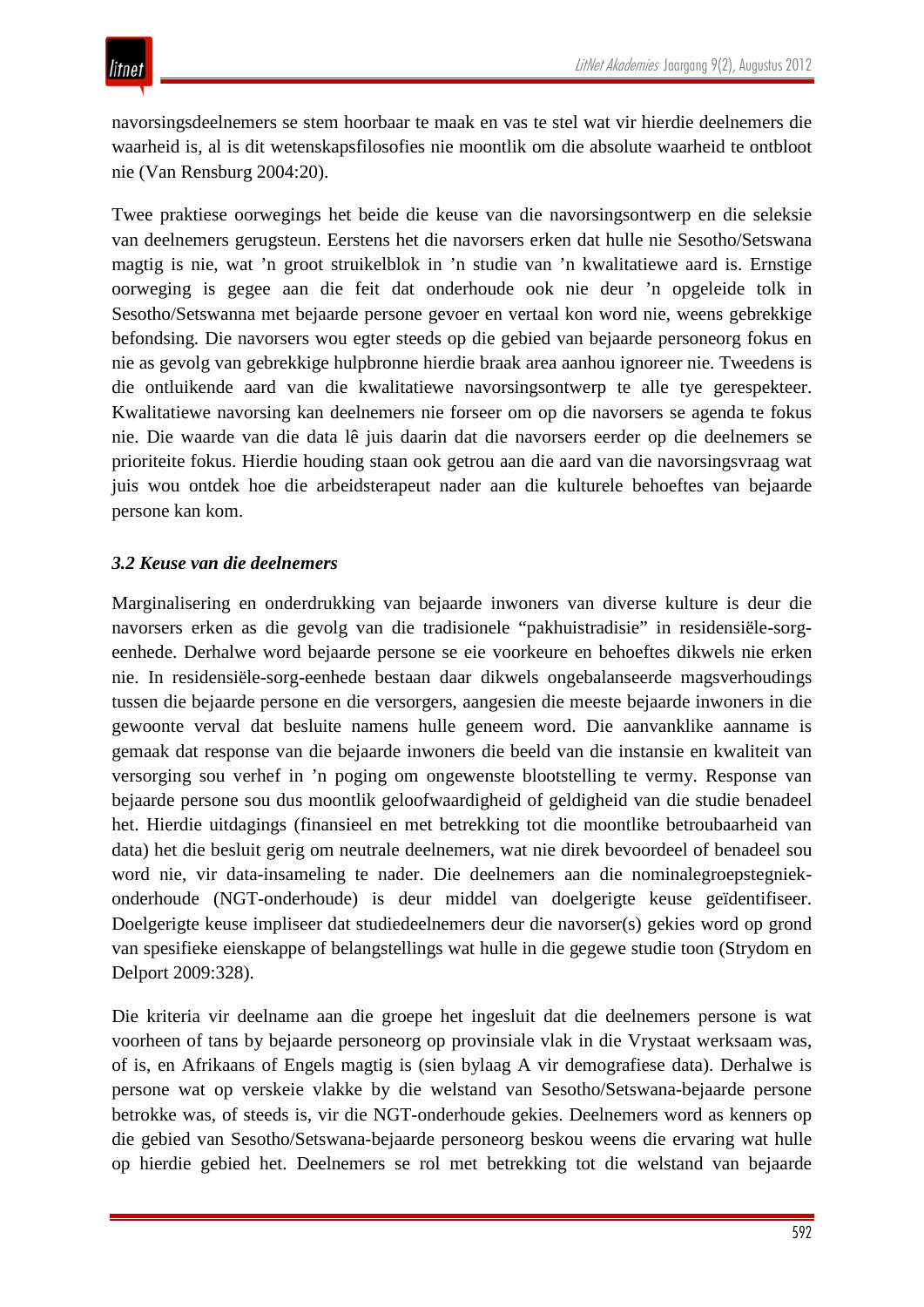navorsingsdeelnemers se stem hoorbaar te maak en vas te stel wat vir hierdie deelnemers die waarheid is, al is dit wetenskapsfilosofies nie moontlik om die absolute waarheid te ontbloot nie (Van Rensburg 2004:20).

Twee praktiese oorwegings het beide die keuse van die navorsingsontwerp en die seleksie van deelnemers gerugsteun. Eerstens het die navorsers erken dat hulle nie Sesotho/Setswana magtig is nie, wat 'n groot struikelblok in 'n studie van 'n kwalitatiewe aard is. Ernstige oorweging is gegee aan die feit dat onderhoude ook nie deur 'n opgeleide tolk in Sesotho/Setswanna met bejaarde persone gevoer en vertaal kon word nie, weens gebrekkige befondsing. Die navorsers wou egter steeds op die gebied van bejaarde personeorg fokus en nie as gevolg van gebrekkige hulpbronne hierdie braak area aanhou ignoreer nie. Tweedens is die ontluikende aard van die kwalitatiewe navorsingsontwerp te alle tye gerespekteer. Kwalitatiewe navorsing kan deelnemers nie forseer om op die navorsers se agenda te fokus nie. Die waarde van die data lê juis daarin dat die navorsers eerder op die deelnemers se prioriteite fokus. Hierdie houding staan ook getrou aan die aard van die navorsingsvraag wat juis wou ontdek hoe die arbeidsterapeut nader aan die kulturele behoeftes van bejaarde persone kan kom.

### *3.2 Keuse van die deelnemers*

Marginalisering en onderdrukking van bejaarde inwoners van diverse kulture is deur die navorsers erken as die gevolg van die tradisionele "pakhuistradisie" in residensiële-sorg-eenhede. Derhalwe word bejaarde persone se eie voorkeure en behoeftes dikwels nie erken nie. In residensiële-sorg-eenhede bestaan daar dikwels ongebalanseerde magsverhoudings tussen die bejaarde persone en die versorgers, aangesien die meeste bejaarde inwoners in die gewoonte verval dat besluite namens hulle geneem word. Die aanvanklike aanname is gemaak dat response van die bejaarde inwoners die beeld van die instansie en kwaliteit van versorging sou verhef in 'n poging om ongewenste blootstelling te vermy. Response van bejaarde persone sou dus moontlik geloofwaardigheid of geldigheid van die studie benadeel het. Hierdie uitdagings (finansieel en met betrekking tot die moontlike betroubaarheid van data) het die besluit gerig om neutrale deelnemers, wat nie direk bevoordeel of benadeel sou word nie, vir data-insameling te nader. Die deelnemers aan die nominalegroepstegniek-onderhoude (NGT-onderhoude) is deur middel van doelgerigte keuse geïdentifiseer. Doelgerigte keuse impliseer dat studiedeelnemers deur die navorser(s) gekies word op grond van spesifieke eienskappe of belangstellings wat hulle in die gegewe studie toon (Strydom en Delport 2009:328).

Die kriteria vir deelname aan die groepe het ingesluit dat die deelnemers persone is wat voorheen of tans by bejaarde personeorg op provinsiale vlak in die Vrystaat werksaam was, of is, en Afrikaans of Engels magtig is (sien bylaag A vir demografiese data). Derhalwe is persone wat op verskeie vlakke by die welstand van Sesotho/Setswana-bejaarde persone betrokke was, of steeds is, vir die NGT-onderhoude gekies. Deelnemers word as kenners op die gebied van Sesotho/Setswana-bejaarde personeorg beskou weens die ervaring wat hulle op hierdie gebied het. Deelnemers se rol met betrekking tot die welstand van bejaarde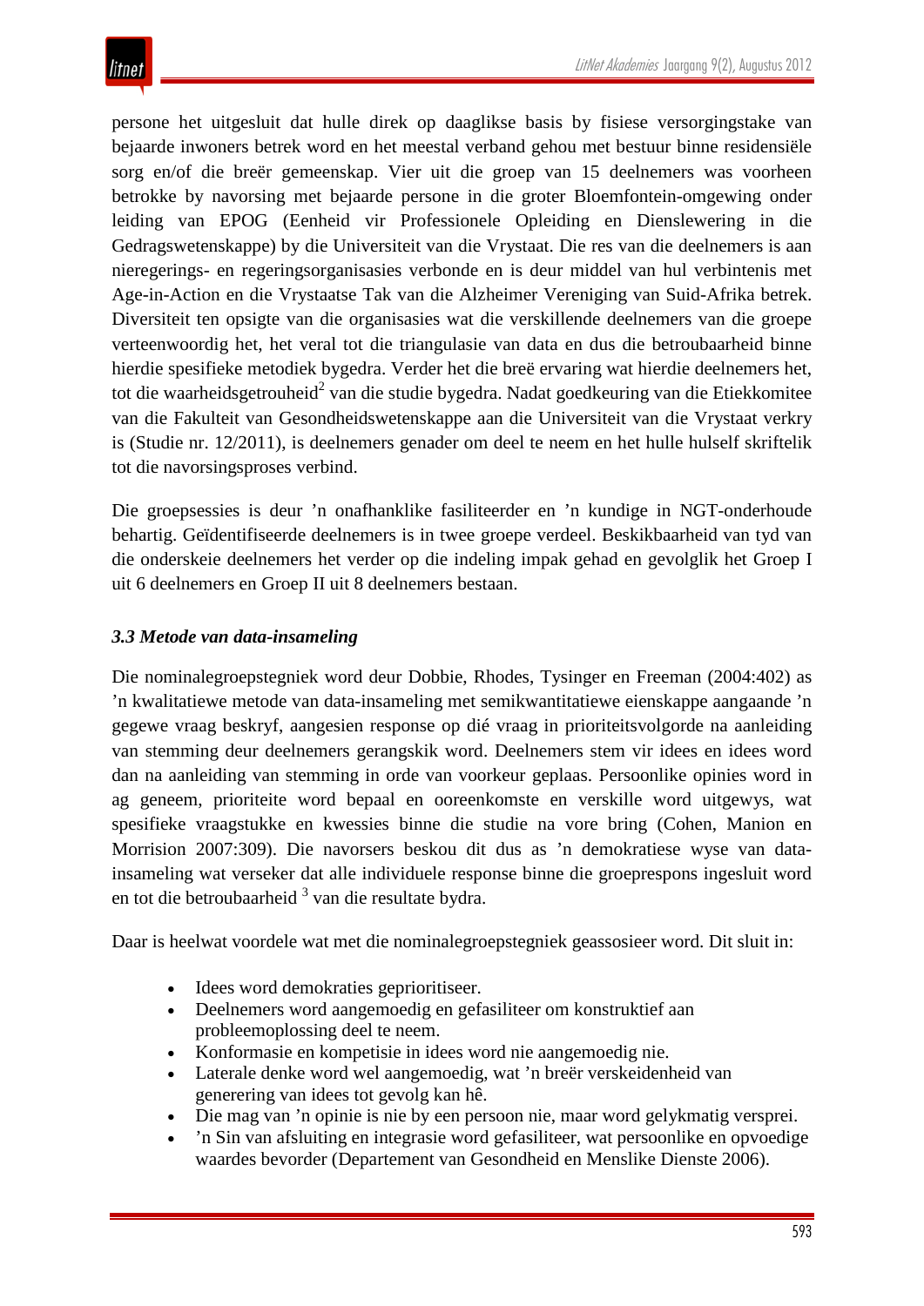persone het uitgesluit dat hulle direk op daaglikse basis by fisiese versorgingstake van bejaarde inwoners betrek word en het meestal verband gehou met bestuur binne residensiële sorg en/of die breër gemeenskap. Vier uit die groep van 15 deelnemers was voorheen betrokke by navorsing met bejaarde persone in die groter Bloemfontein-omgewing onder leiding van EPOG (Eenheid vir Professionele Opleiding en Dienslewering in die Gedragswetenskappe) by die Universiteit van die Vrystaat. Die res van die deelnemers is aan nieregerings- en regeringsorganisasies verbonde en is deur middel van hul verbintenis met Age-in-Action en die Vrystaatse Tak van die Alzheimer Vereniging van Suid-Afrika betrek. Diversiteit ten opsigte van die organisasies wat die verskillende deelnemers van die groepe verteenwoordig het, het veral tot die triangulasie van data en dus die betroubaarheid binne hierdie spesifieke metodiek bygedra. Verder het die breë ervaring wat hierdie deelnemers het, tot die waarheidsgetrouheid[2] van die studie bygedra. Nadat goedkeuring van die Etiekkomitee van die Fakulteit van Gesondheidswetenskappe aan die Universiteit van die Vrystaat verkry is (Studie nr. 12/2011), is deelnemers genader om deel te neem en het hulle hulself skriftelik tot die navorsingsproses verbind.

Die groepsessies is deur ’n onafhanklike fasiliteerder en ’n kundige in NGT-onderhoude behartig. Geïdentifiseerde deelnemers is in twee groepe verdeel. Beskikbaarheid van tyd van die onderskeie deelnemers het verder op die indeling impak gehad en gevolglik het Groep I uit 6 deelnemers en Groep II uit 8 deelnemers bestaan.

### *3.3 Metode van data-insameling*

Die nominalegroepstegniek word deur Dobbie, Rhodes, Tysinger en Freeman (2004:402) as ’n kwalitatiewe metode van data-insameling met semikwantitatiewe eienskappe aangaande ’n gegewe vraag beskryf, aangesien response op dié vraag in prioriteitsvolgorde na aanleiding van stemming deur deelnemers gerangskik word. Deelnemers stem vir idees en idees word dan na aanleiding van stemming in orde van voorkeur geplaas. Persoonlike opinies word in ag geneem, prioriteite word bepaal en ooreenkomste en verskille word uitgewys, wat spesifieke vraagstukke en kwessies binne die studie na vore bring (Cohen, Manion en Morrision 2007:309). Die navorsers beskou dit dus as ’n demokratiese wyse van data-insameling wat verseker dat alle individuele response binne die groeprespons ingesluit word en tot die betroubaarheid [3] van die resultate bydra.

Daar is heelwat voordele wat met die nominalegroepstegniek geassosieer word. Dit sluit in:

- Idees word demokraties geprioritiseer.
- Deelnemers word aangemoedig en gefasiliteer om konstruktief aan probleemoplossing deel te neem.
- Konformasie en kompetisie in idees word nie aangemoedig nie.
- Laterale denke word wel aangemoedig, wat ’n breër verskeidenheid van generering van idees tot gevolg kan hê.
- Die mag van ’n opinie is nie by een persoon nie, maar word gelykmatig versprei.
- ’n Sin van afsluiting en integrasie word gefasiliteer, wat persoonlike en opvoedige waardes bevorder (Departement van Gesondheid en Menslike Dienste 2006).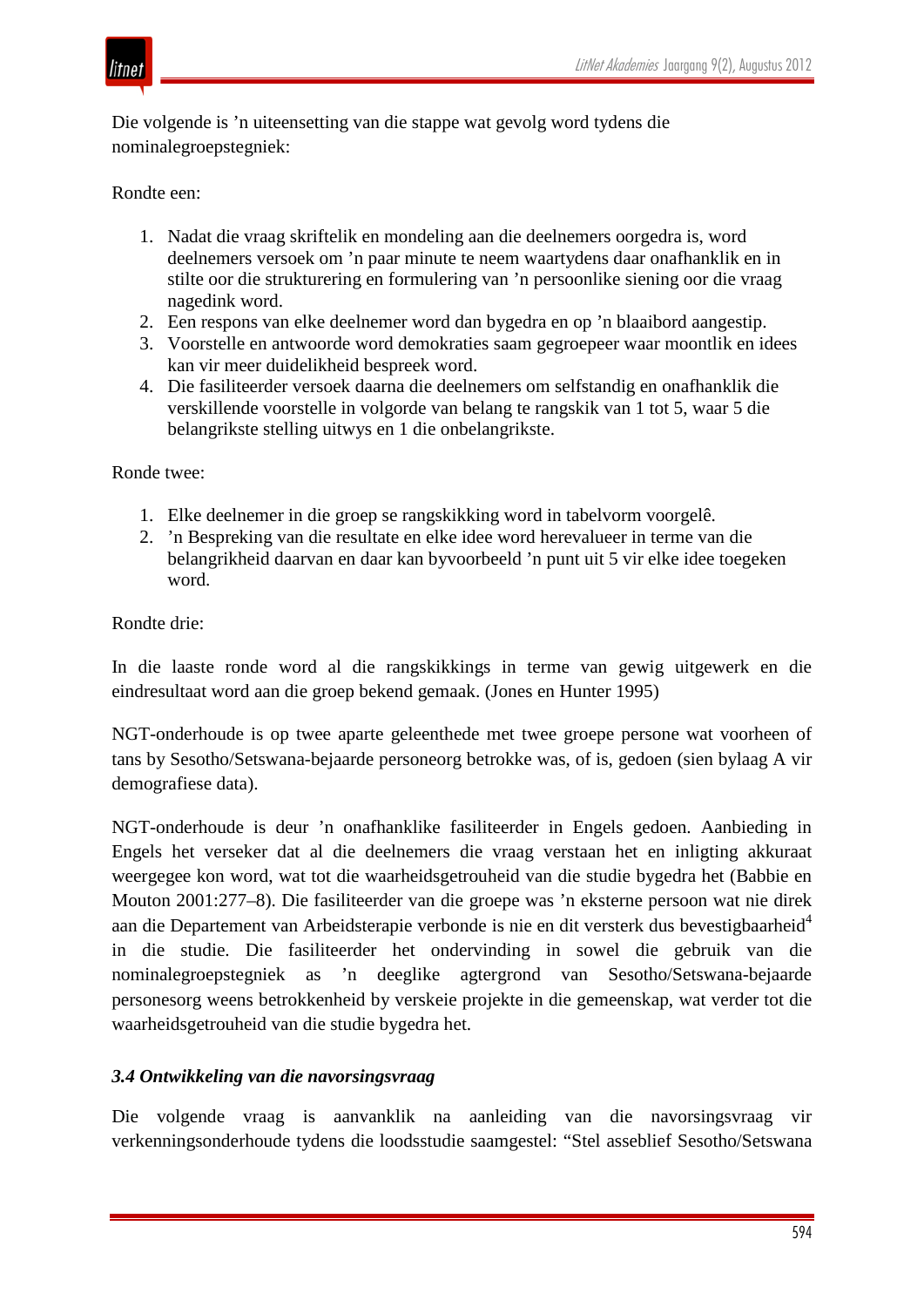Die volgende is ’n uiteensetting van die stappe wat gevolg word tydens die nominalegroepstegniek:

Rondte een:

1. Nadat die vraag skriftelik en mondeling aan die deelnemers oorgedra is, word deelnemers versoek om ’n paar minute te neem waartydens daar onafhanklik en in stilte oor die strukturering en formulering van ’n persoonlike siening oor die vraag nagedink word.
2. Een respons van elke deelnemer word dan bygedra en op ’n blaaibord aangestip.
3. Voorstelle en antwoorde word demokraties saam gegroepeer waar moontlik en idees kan vir meer duidelikheid bespreek word.
4. Die fasiliteerder versoek daarna die deelnemers om selfstandig en onafhanklik die verskillende voorstelle in volgorde van belang te rangskik van 1 tot 5, waar 5 die belangrikste stelling uitwys en 1 die onbelangrikste.

Ronde twee:

1. Elke deelnemer in die groep se rangskikking word in tabelvorm voorgelê.
2. ’n Bespreking van die resultate en elke idee word herevalueer in terme van die belangrikheid daarvan en daar kan byvoorbeeld ’n punt uit 5 vir elke idee toegeken word.

Rondte drie:

In die laaste ronde word al die rangskikkings in terme van gewig uitgewerk en die eindresultaat word aan die groep bekend gemaak. (Jones en Hunter 1995)

NGT-onderhoude is op twee aparte geleenthede met twee groepe persone wat voorheen of tans by Sesotho/Setswana-bejaarde personeorg betrokke was, of is, gedoen (sien bylaag A vir demografiese data).

NGT-onderhoude is deur ’n onafhanklike fasiliteerder in Engels gedoen. Aanbieding in Engels het verseker dat al die deelnemers die vraag verstaan het en inligting akkuraat weergegee kon word, wat tot die waarheidsgetrouheid van die studie bygedra het (Babbie en Mouton 2001:277–8). Die fasiliteerder van die groepe was ’n eksterne persoon wat nie direk aan die Departement van Arbeidsterapie verbonde is nie en dit versterk dus bevestigbaarheid[4] in die studie. Die fasiliteerder het ondervinding in sowel die gebruik van die nominalegroepstegniek as ’n deeglike agtergrond van Sesotho/Setswana-bejaarde personesorg weens betrokkenheid by verskeie projekte in die gemeenskap, wat verder tot die waarheidsgetrouheid van die studie bygedra het.

### *3.4 Ontwikkeling van die navorsingsvraag*

Die volgende vraag is aanvanklik na aanleiding van die navorsingsvraag vir verkenningsonderhoude tydens die loodsstudie saamgestel: “Stel asseblief Sesotho/Setswana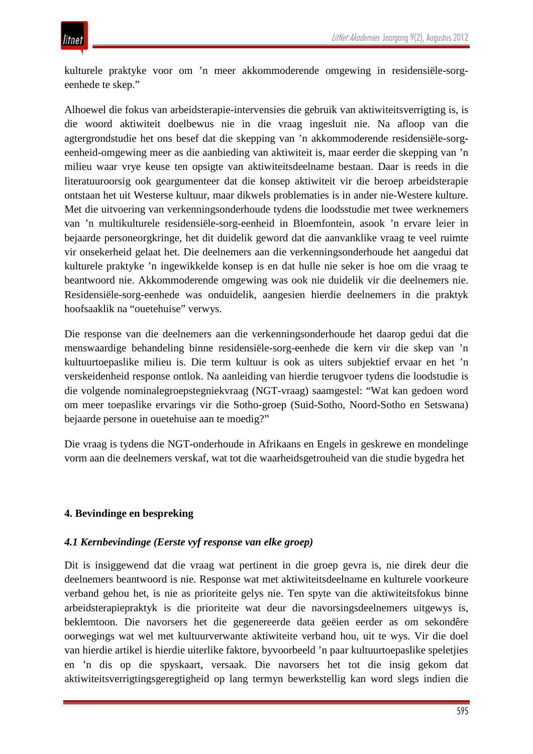kulturele praktyke voor om ’n meer akkommoderende omgewing in residensiële-sorg-eenhede te skep.”

Alhoewel die fokus van arbeidsterapie-intervensies die gebruik van aktiwiteitsverrigting is, is die woord aktiwiteit doelbewus nie in die vraag ingesluit nie. Na afloop van die agtergrondstudie het ons besef dat die skepping van ’n akkommoderende residensiële-sorg-eenheid-omgewing meer as die aanbieding van aktiwiteit is, maar eerder die skepping van ’n milieu waar vrye keuse ten opsigte van aktiwiteitsdeelname bestaan. Daar is reeds in die literatuuroorsig ook geargumenteer dat die konsep aktiwiteit vir die beroep arbeidsterapie ontstaan het uit Westerse kultuur, maar dikwels problematies is in ander nie-Westere kulture. Met die uitvoering van verkenningsonderhoude tydens die loodsstudie met twee werknemers van ’n multikulturele residensiële-sorg-eenheid in Bloemfontein, asook ’n ervare leier in bejaarde personeorgkringe, het dit duidelik geword dat die aanvanklike vraag te veel ruimte vir onsekerheid gelaat het. Die deelnemers aan die verkenningsonderhoude het aangedui dat kulturele praktyke ’n ingewikkelde konsep is en dat hulle nie seker is hoe om die vraag te beantwoord nie. Akkommoderende omgewing was ook nie duidelik vir die deelnemers nie. Residensiële-sorg-eenhede was onduidelik, aangesien hierdie deelnemers in die praktyk hoofsaaklik na “ouetehuise” verwys.

Die response van die deelnemers aan die verkenningsonderhoude het daarop gedui dat die menswaardige behandeling binne residensiële-sorg-eenhede die kern vir die skep van ’n kultuurtoepaslike milieu is. Die term kultuur is ook as uiters subjektief ervaar en het ’n verskeidenheid response ontlok. Na aanleiding van hierdie terugvoer tydens die loodstudie is die volgende nominalegroepstegniekvraag (NGT-vraag) saamgestel: “Wat kan gedoen word om meer toepaslike ervarings vir die Sotho-groep (Suid-Sotho, Noord-Sotho en Setswana) bejaarde persone in ouetehuise aan te moedig?”

Die vraag is tydens die NGT-onderhoude in Afrikaans en Engels in geskrewe en mondelinge vorm aan die deelnemers verskaf, wat tot die waarheidsgetrouheid van die studie bygedra het

## 4. Bevindinge en bespreking

### *4.1 Kernbevindinge (Eerste vyf response van elke groep)*

Dit is insiggewend dat die vraag wat pertinent in die groep gevra is, nie direk deur die deelnemers beantwoord is nie. Response wat met aktiwiteitsdeelname en kulturele voorkeure verband gehou het, is nie as prioriteite gelys nie. Ten spyte van die aktiwiteitsfokus binne arbeidsterapiepraktyk is die prioriteite wat deur die navorsingsdeelnemers uitgewys is, beklemtoon. Die navorsers het die gegenereerde data geëien eerder as om sekondêre oorwegings wat wel met kultuurverwante aktiwiteite verband hou, uit te wys. Vir die doel van hierdie artikel is hierdie uiterlike faktore, byvoorbeeld ’n paar kultuurtoepaslike speletjies en ’n dis op die spyskaart, versaak. Die navorsers het tot die insig gekom dat aktiwiteitsverrigtingsgeregtigheid op lang termyn bewerkstellig kan word slegs indien die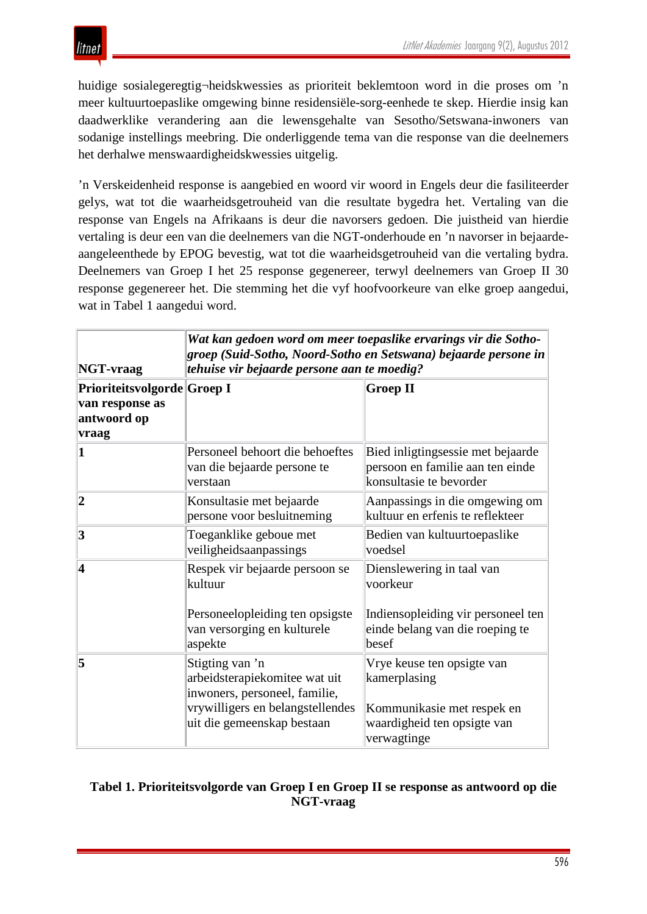huidige sosialegeregtig¬heidskwessies as prioriteit beklemtoon word in die proses om ’n meer kultuurtoepaslike omgewing binne residensiële-sorg-eenhede te skep. Hierdie insig kan daadwerklike verandering aan die lewensgehalte van Sesotho/Setswana-inwoners van sodanige instellings meebring. Die onderliggende tema van die response van die deelnemers het derhalwe menswaardigheidskwessies uitgelig.

’n Verskeidenheid response is aangebied en woord vir woord in Engels deur die fasiliteerder gelys, wat tot die waarheidsgetrouheid van die resultate bygedra het. Vertaling van die response van Engels na Afrikaans is deur die navorsers gedoen. Die juistheid van hierdie vertaling is deur een van die deelnemers van die NGT-onderhoude en ’n navorser in bejaarde-aangeleenthede by EPOG bevestig, wat tot die waarheidsgetrouheid van die vertaling bydra. Deelnemers van Groep I het 25 response gegenereer, terwyl deelnemers van Groep II 30 response gegenereer het. Die stemming het die vyf hoofvoorkeure van elke groep aangedui, wat in Tabel 1 aangedui word.

| **NGT-vraag** | ***Wat kan gedoen word om meer toepaslike ervarings vir die Sotho-groep (Suid-Sotho, Noord-Sotho en Setswana) bejaarde persone in tehuise vir bejaarde persone aan te moedig?*** | |
|---|---|---|
| **Prioriteitsvolgorde van response as antwoord op vraag** | **Groep I** | **Groep II** |
| **1** | Personeel behoort die behoeftes van die bejaarde persone te verstaan | Bied inligtingsessie met bejaarde persoon en familie aan ten einde konsultasie te bevorder |
| **2** | Konsultasie met bejaarde persone voor besluitneming | Aanpassings in die omgewing om kultuur en erfenis te reflekteer |
| **3** | Toeganklike geboue met veiligheidsaanpassings | Bedien van kultuurtoepaslike voedsel |
| **4** | Respek vir bejaarde persoon se kultuur<br><br>Personeelopleiding ten opsigte van versorging en kulturele aspekte | Dienslewering in taal van voorkeur<br><br>Indiensopleiding vir personeel ten einde belang van die roeping te besef |
| **5** | Stigting van ’n arbeidsterapiekomitee wat uit inwoners, personeel, familie, vrywilligers en belangstellendes uit die gemeenskap bestaan | Vrye keuse ten opsigte van kamerplasing<br><br>Kommunikasie met respek en waardigheid ten opsigte van verwagtinge |

**Tabel 1. Prioriteitsvolgorde van Groep I en Groep II se response as antwoord op die NGT-vraag**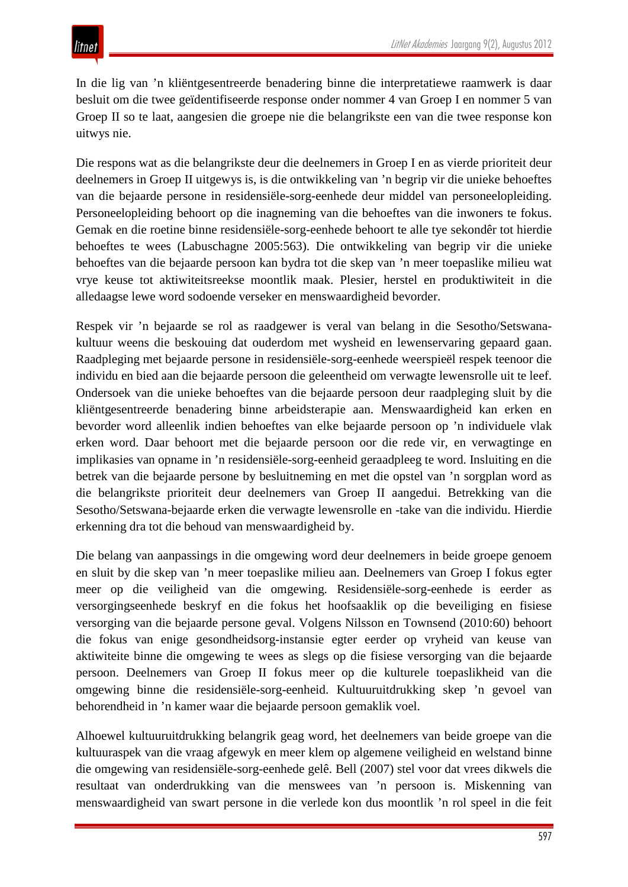In die lig van ’n kliëntgesentreerde benadering binne die interpretatiewe raamwerk is daar besluit om die twee geïdentifiseerde response onder nommer 4 van Groep I en nommer 5 van Groep II so te laat, aangesien die groepe nie die belangrikste een van die twee response kon uitwys nie.

Die respons wat as die belangrikste deur die deelnemers in Groep I en as vierde prioriteit deur deelnemers in Groep II uitgewys is, is die ontwikkeling van ’n begrip vir die unieke behoeftes van die bejaarde persone in residensiële-sorg-eenhede deur middel van personeelopleiding. Personeelopleiding behoort op die inagneming van die behoeftes van die inwoners te fokus. Gemak en die roetine binne residensiële-sorg-eenhede behoort te alle tye sekondêr tot hierdie behoeftes te wees (Labuschagne 2005:563). Die ontwikkeling van begrip vir die unieke behoeftes van die bejaarde persoon kan bydra tot die skep van ’n meer toepaslike milieu wat vrye keuse tot aktiwiteitsreekse moontlik maak. Plesier, herstel en produktiwiteit in die alledaagse lewe word sodoende verseker en menswaardigheid bevorder.

Respek vir ’n bejaarde se rol as raadgewer is veral van belang in die Sesotho/Setswana-kultuur weens die beskouing dat ouderdom met wysheid en lewenservaring gepaard gaan. Raadpleging met bejaarde persone in residensiële-sorg-eenhede weerspieël respek teenoor die individu en bied aan die bejaarde persoon die geleentheid om verwagte lewensrolle uit te leef. Ondersoek van die unieke behoeftes van die bejaarde persoon deur raadpleging sluit by die kliëntgesentreerde benadering binne arbeidsterapie aan. Menswaardigheid kan erken en bevorder word alleenlik indien behoeftes van elke bejaarde persoon op ’n individuele vlak erken word. Daar behoort met die bejaarde persoon oor die rede vir, en verwagtinge en implikasies van opname in ’n residensiële-sorg-eenheid geraadpleeg te word. Insluiting en die betrek van die bejaarde persone by besluitneming en met die opstel van ’n sorgplan word as die belangrikste prioriteit deur deelnemers van Groep II aangedui. Betrekking van die Sesotho/Setswana-bejaarde erken die verwagte lewensrolle en -take van die individu. Hierdie erkenning dra tot die behoud van menswaardigheid by.

Die belang van aanpassings in die omgewing word deur deelnemers in beide groepe genoem en sluit by die skep van ’n meer toepaslike milieu aan. Deelnemers van Groep I fokus egter meer op die veiligheid van die omgewing. Residensiële-sorg-eenhede is eerder as versorgingseenhede beskryf en die fokus het hoofsaaklik op die beveiliging en fisiese versorging van die bejaarde persone geval. Volgens Nilsson en Townsend (2010:60) behoort die fokus van enige gesondheidsorg-instansie egter eerder op vryheid van keuse van aktiwiteite binne die omgewing te wees as slegs op die fisiese versorging van die bejaarde persoon. Deelnemers van Groep II fokus meer op die kulturele toepaslikheid van die omgewing binne die residensiële-sorg-eenheid. Kultuuruitdrukking skep ’n gevoel van behorendheid in ’n kamer waar die bejaarde persoon gemaklik voel.

Alhoewel kultuuruitdrukking belangrik geag word, het deelnemers van beide groepe van die kultuuraspek van die vraag afgewyk en meer klem op algemene veiligheid en welstand binne die omgewing van residensiële-sorg-eenhede gelê. Bell (2007) stel voor dat vrees dikwels die resultaat van onderdrukking van die menswees van ’n persoon is. Miskenning van menswaardigheid van swart persone in die verlede kon dus moontlik ’n rol speel in die feit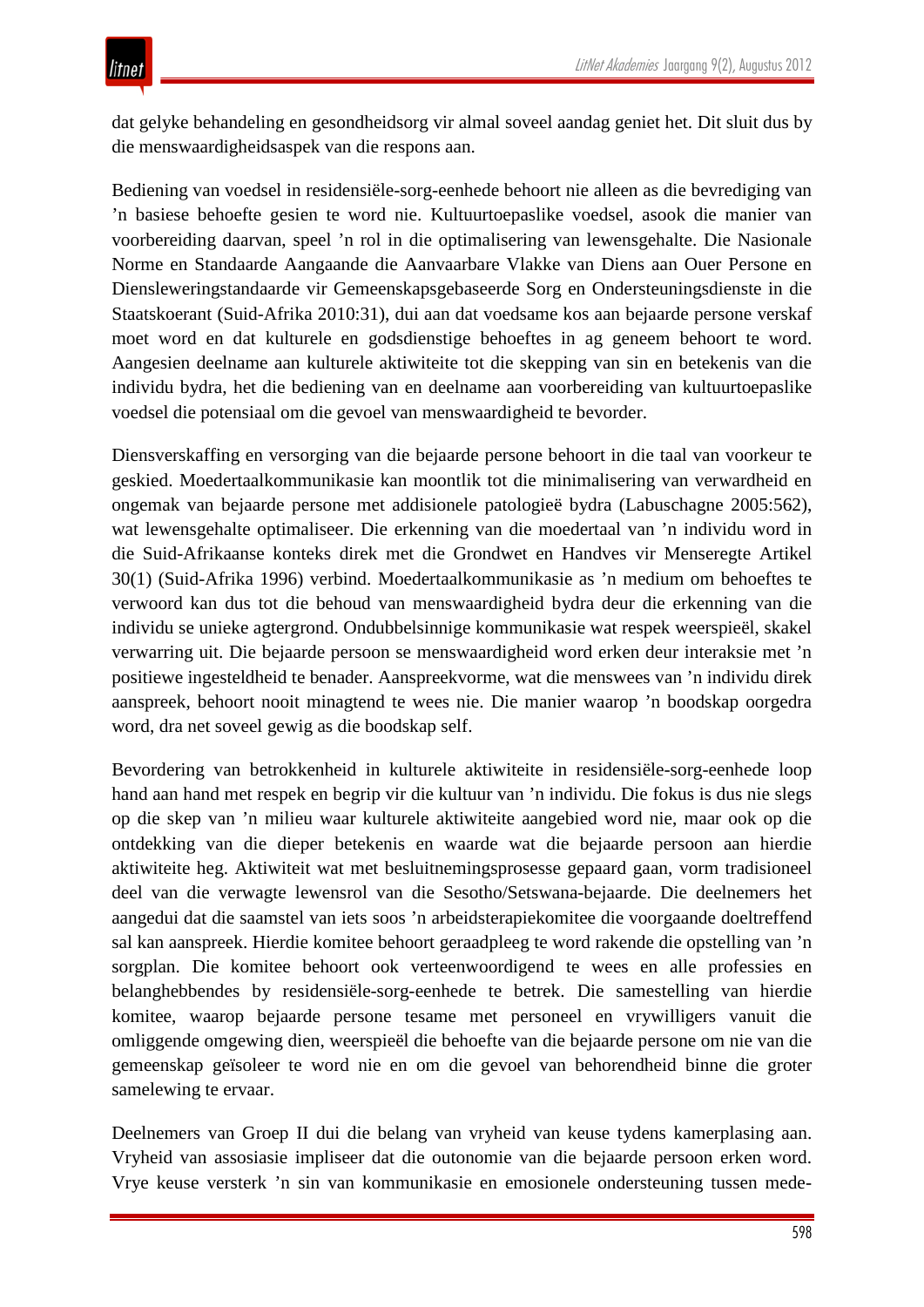dat gelyke behandeling en gesondheidsorg vir almal soveel aandag geniet het. Dit sluit dus by die menswaardigheidsaspek van die respons aan.

Bediening van voedsel in residensiële-sorg-eenhede behoort nie alleen as die bevrediging van ’n basiese behoefte gesien te word nie. Kultuurtoepaslike voedsel, asook die manier van voorbereiding daarvan, speel ’n rol in die optimalisering van lewensgehalte. Die Nasionale Norme en Standaarde Aangaande die Aanvaarbare Vlakke van Diens aan Ouer Persone en Diensleweringstandaarde vir Gemeenskapsgebaseerde Sorg en Ondersteuningsdienste in die Staatskoerant (Suid-Afrika 2010:31), dui aan dat voedsame kos aan bejaarde persone verskaf moet word en dat kulturele en godsdienstige behoeftes in ag geneem behoort te word. Aangesien deelname aan kulturele aktiwiteite tot die skepping van sin en betekenis van die individu bydra, het die bediening van en deelname aan voorbereiding van kultuurtoepaslike voedsel die potensiaal om die gevoel van menswaardigheid te bevorder.

Diensverskaffing en versorging van die bejaarde persone behoort in die taal van voorkeur te geskied. Moedertaalkommunikasie kan moontlik tot die minimalisering van verwardheid en ongemak van bejaarde persone met addisionele patologieë bydra (Labuschagne 2005:562), wat lewensgehalte optimaliseer. Die erkenning van die moedertaal van ’n individu word in die Suid-Afrikaanse konteks direk met die Grondwet en Handves vir Menseregte Artikel 30(1) (Suid-Afrika 1996) verbind. Moedertaalkommunikasie as ’n medium om behoeftes te verwoord kan dus tot die behoud van menswaardigheid bydra deur die erkenning van die individu se unieke agtergrond. Ondubbelsinnige kommunikasie wat respek weerspieël, skakel verwarring uit. Die bejaarde persoon se menswaardigheid word erken deur interaksie met ’n positiewe ingesteldheid te benader. Aanspreekvorme, wat die menswees van ’n individu direk aanspreek, behoort nooit minagtend te wees nie. Die manier waarop ’n boodskap oorgedra word, dra net soveel gewig as die boodskap self.

Bevordering van betrokkenheid in kulturele aktiwiteite in residensiële-sorg-eenhede loop hand aan hand met respek en begrip vir die kultuur van ’n individu. Die fokus is dus nie slegs op die skep van ’n milieu waar kulturele aktiwiteite aangebied word nie, maar ook op die ontdekking van die dieper betekenis en waarde wat die bejaarde persoon aan hierdie aktiwiteite heg. Aktiwiteit wat met besluitnemingsprosesse gepaard gaan, vorm tradisioneel deel van die verwagte lewensrol van die Sesotho/Setswana-bejaarde. Die deelnemers het aangedui dat die saamstel van iets soos ’n arbeidsterapiekomitee die voorgaande doeltreffend sal kan aanspreek. Hierdie komitee behoort geraadpleeg te word rakende die opstelling van ’n sorgplan. Die komitee behoort ook verteenwoordigend te wees en alle professies en belanghebbendes by residensiële-sorg-eenhede te betrek. Die samestelling van hierdie komitee, waarop bejaarde persone tesame met personeel en vrywilligers vanuit die omliggende omgewing dien, weerspieël die behoefte van die bejaarde persone om nie van die gemeenskap geïsoleer te word nie en om die gevoel van behorendheid binne die groter samelewing te ervaar.

Deelnemers van Groep II dui die belang van vryheid van keuse tydens kamerplasing aan. Vryheid van assosiasie impliseer dat die outonomie van die bejaarde persoon erken word. Vrye keuse versterk ’n sin van kommunikasie en emosionele ondersteuning tussen mede-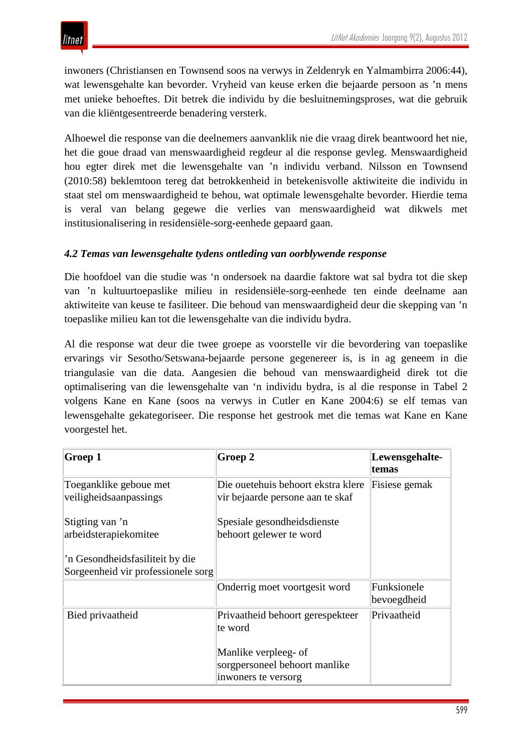inwoners (Christiansen en Townsend soos na verwys in Zeldenryk en Yalmambirra 2006:44), wat lewensgehalte kan bevorder. Vryheid van keuse erken die bejaarde persoon as ’n mens met unieke behoeftes. Dit betrek die individu by die besluitnemingsproses, wat die gebruik van die kliëntgesentreerde benadering versterk.

Alhoewel die response van die deelnemers aanvanklik nie die vraag direk beantwoord het nie, het die goue draad van menswaardigheid regdeur al die response gevleg. Menswaardigheid hou egter direk met die lewensgehalte van ’n individu verband. Nilsson en Townsend (2010:58) beklemtoon tereg dat betrokkenheid in betekenisvolle aktiwiteite die individu in staat stel om menswaardigheid te behou, wat optimale lewensgehalte bevorder. Hierdie tema is veral van belang gegewe die verlies van menswaardigheid wat dikwels met institusionalisering in residensiële-sorg-eenhede gepaard gaan.

### *4.2 Temas van lewensgehalte tydens ontleding van oorblywende response*

Die hoofdoel van die studie was ‘n ondersoek na daardie faktore wat sal bydra tot die skep van ’n kultuurtoepaslike milieu in residensiële-sorg-eenhede ten einde deelname aan aktiwiteite van keuse te fasiliteer. Die behoud van menswaardigheid deur die skepping van ’n toepaslike milieu kan tot die lewensgehalte van die individu bydra.

Al die response wat deur die twee groepe as voorstelle vir die bevordering van toepaslike ervarings vir Sesotho/Setswana-bejaarde persone gegenereer is, is in ag geneem in die triangulasie van die data. Aangesien die behoud van menswaardigheid direk tot die optimalisering van die lewensgehalte van ‘n individu bydra, is al die response in Tabel 2 volgens Kane en Kane (soos na verwys in Cutler en Kane 2004:6) se elf temas van lewensgehalte gekategoriseer. Die response het gestrook met die temas wat Kane en Kane voorgestel het.

| **Groep 1** | **Groep 2** | **Lewensgehalte-temas** |
|---|---|---|
| Toeganklike geboue met veiligheidsaanpassings<br><br>Stigting van ’n arbeidsterapiekomitee<br><br>’n Gesondheidsfasiliteit by die Sorgeenheid vir professionele sorg | Die ouetehuis behoort ekstra klere vir bejaarde persone aan te skaf<br><br>Spesiale gesondheidsdienste behoort gelewer te word | Fisiese gemak |
| | Onderrig moet voortgesit word | Funksionele bevoegdheid |
| Bied privaatheid | Privaatheid behoort gerespekteer te word<br><br>Manlike verpleeg- of sorgpersoneel behoort manlike inwoners te versorg | Privaatheid |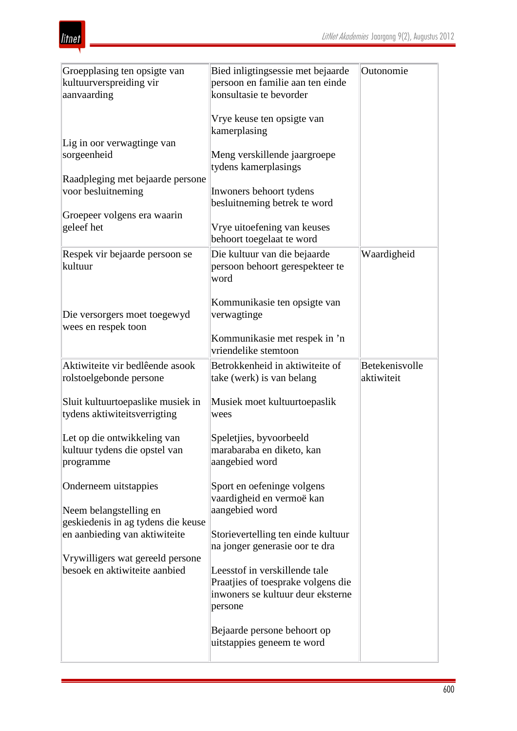| | | |
|---|---|---|
| Groepplasing ten opsigte van kultuurverspreiding vir aanvaarding<br><br>Lig in oor verwagtinge van sorgeenheid<br><br>Raadpleging met bejaarde persone voor besluitneming<br><br>Groepeer volgens era waarin geleef het | Bied inligtingsessie met bejaarde persoon en familie aan ten einde konsultasie te bevorder<br><br>Vrye keuse ten opsigte van kamerplasing<br><br>Meng verskillende jaargroepe tydens kamerplasings<br><br>Inwoners behoort tydens besluitneming betrek te word<br><br>Vrye uitoefening van keuses behoort toegelaat te word | Outonomie |
| Respek vir bejaarde persoon se kultuur<br><br>Die versorgers moet toegewyd wees en respek toon | Die kultuur van die bejaarde persoon behoort gerespekteer te word<br><br>Kommunikasie ten opsigte van verwagtinge<br><br>Kommunikasie met respek in ’n vriendelike stemtoon | Waardigheid |
| Aktiwiteite vir bedlêende asook rolstoelgebonde persone<br><br>Sluit kultuurtoepaslike musiek in tydens aktiwiteitsverrigting<br><br>Let op die ontwikkeling van kultuur tydens die opstel van programme<br><br>Onderneem uitstappies<br><br>Neem belangstelling en geskiedenis in ag tydens die keuse en aanbieding van aktiwiteite<br><br>Vrywilligers wat gereeld persone besoek en aktiwiteite aanbied | Betrokkenheid in aktiwiteite of take (werk) is van belang<br><br>Musiek moet kultuurtoepaslik wees<br><br>Speletjies, byvoorbeeld marabaraba en diketo, kan aangebied word<br><br>Sport en oefeninge volgens vaardigheid en vermoë kan aangebied word<br><br>Storievertelling ten einde kultuur na jonger generasie oor te dra<br><br>Leesstof in verskillende tale Praatjies of toesprake volgens die inwoners se kultuur deur eksterne persone<br><br>Bejaarde persone behoort op uitstappies geneem te word | Betekenisvolle aktiwiteit |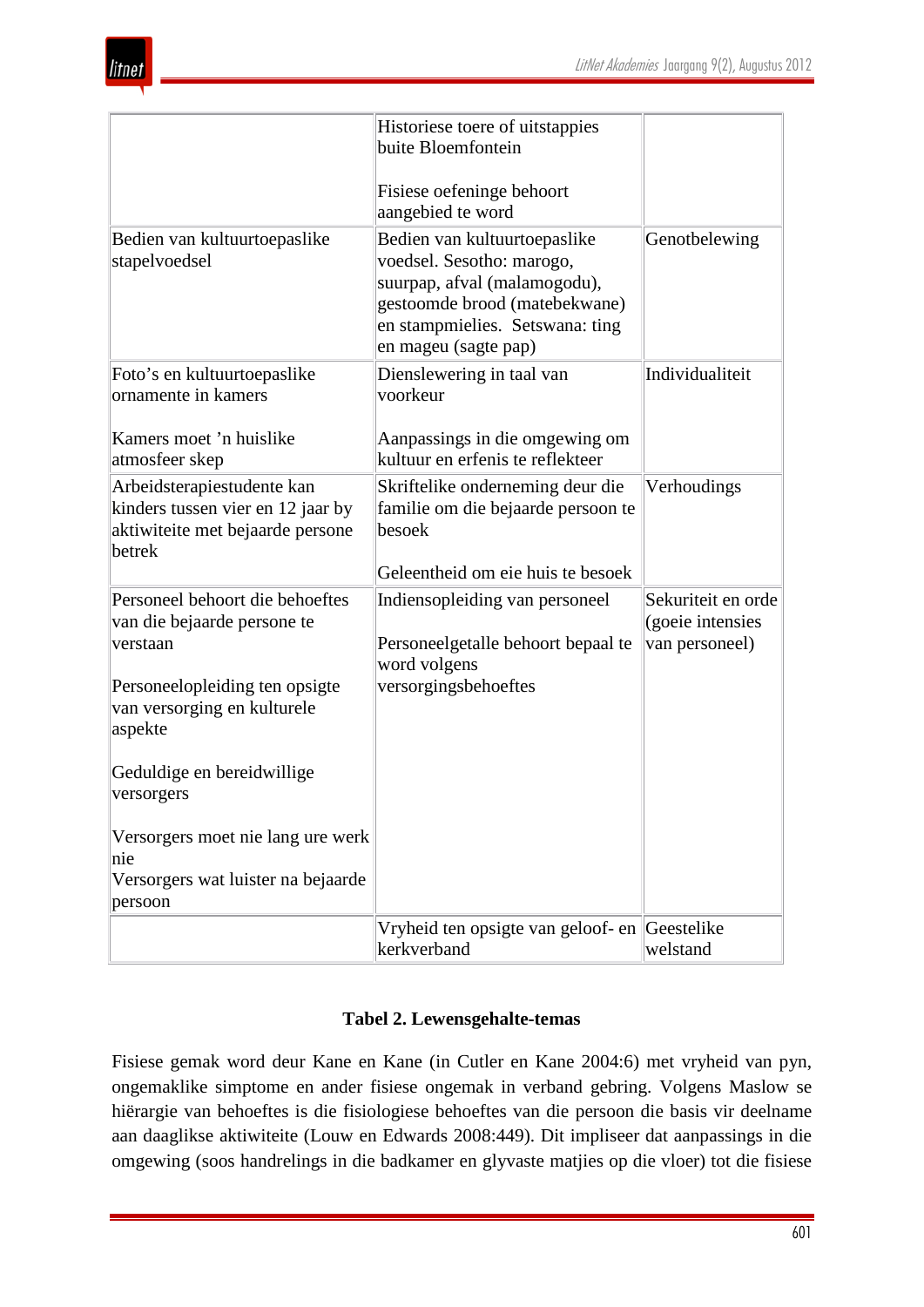| | | |
|---|---|---|
| | Historiese toere of uitstappies buite Bloemfontein<br><br>Fisiese oefeninge behoort aangebied te word | |
| Bedien van kultuurtoepaslike stapelvoedsel | Bedien van kultuurtoepaslike voedsel. Sesotho: marogo, suurpap, afval (malamogodu), gestoomde brood (matebekwane) en stampmielies. Setswana: ting en mageu (sagte pap) | Genotbelewing |
| Foto's en kultuurtoepaslike ornamente in kamers<br><br>Kamers moet 'n huislike atmosfeer skep | Dienslewering in taal van voorkeur<br><br>Aanpassings in die omgewing om kultuur en erfenis te reflekteer | Individualiteit |
| Arbeidsterapiestudente kan kinders tussen vier en 12 jaar by aktiwiteite met bejaarde persone betrek | Skriftelike onderneming deur die familie om die bejaarde persoon te besoek<br><br>Geleentheid om eie huis te besoek | Verhoudings |
| Personeel behoort die behoeftes van die bejaarde persone te verstaan<br><br>Personeelopleiding ten opsigte van versorging en kulturele aspekte<br><br>Geduldige en bereidwillige versorgers<br><br>Versorgers moet nie lang ure werk nie<br>Versorgers wat luister na bejaarde persoon | Indiensopleiding van personeel<br><br>Personeelgetalle behoort bepaal te word volgens versorgingsbehoeftes | Sekuriteit en orde (goeie intensies van personeel) |
| | Vryheid ten opsigte van geloof- en kerkverband | Geestelike welstand |

**Tabel 2. Lewensgehalte-temas**

Fisiese gemak word deur Kane en Kane (in Cutler en Kane 2004:6) met vryheid van pyn, ongemaklike simptome en ander fisiese ongemak in verband gebring. Volgens Maslow se hiërargie van behoeftes is die fisiologiese behoeftes van die persoon die basis vir deelname aan daaglikse aktiwiteite (Louw en Edwards 2008:449). Dit impliseer dat aanpassings in die omgewing (soos handrelings in die badkamer en glyvaste matjies op die vloer) tot die fisiese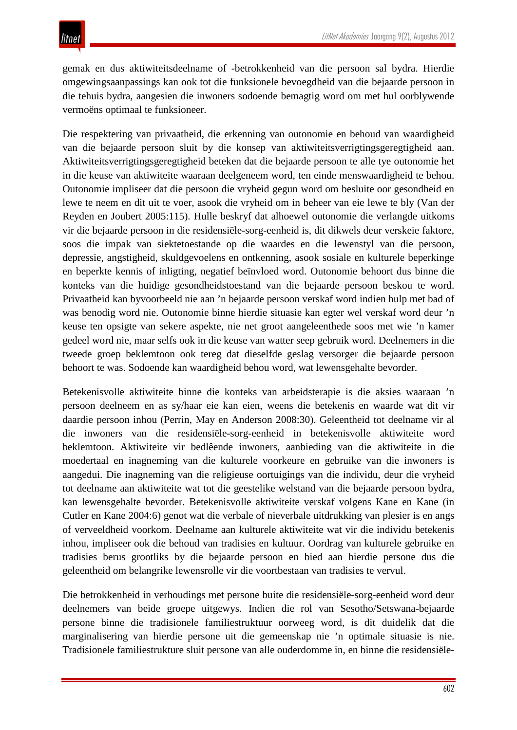gemak en dus aktiwiteitsdeelname of -betrokkenheid van die persoon sal bydra. Hierdie omgewingsaanpassings kan ook tot die funksionele bevoegdheid van die bejaarde persoon in die tehuis bydra, aangesien die inwoners sodoende bemagtig word om met hul oorblywende vermoëns optimaal te funksioneer.

Die respektering van privaatheid, die erkenning van outonomie en behoud van waardigheid van die bejaarde persoon sluit by die konsep van aktiwiteitsverrigtingsgeregtigheid aan. Aktiwiteitsverrigtingsgeregtigheid beteken dat die bejaarde persoon te alle tye outonomie het in die keuse van aktiwiteite waaraan deelgeneem word, ten einde menswaardigheid te behou. Outonomie impliseer dat die persoon die vryheid gegun word om besluite oor gesondheid en lewe te neem en dit uit te voer, asook die vryheid om in beheer van eie lewe te bly (Van der Reyden en Joubert 2005:115). Hulle beskryf dat alhoewel outonomie die verlangde uitkoms vir die bejaarde persoon in die residensiële-sorg-eenheid is, dit dikwels deur verskeie faktore, soos die impak van siektetoestande op die waardes en die lewenstyl van die persoon, depressie, angstigheid, skuldgevoelens en ontkenning, asook sosiale en kulturele beperkinge en beperkte kennis of inligting, negatief beïnvloed word. Outonomie behoort dus binne die konteks van die huidige gesondheidstoestand van die bejaarde persoon beskou te word. Privaatheid kan byvoorbeeld nie aan ’n bejaarde persoon verskaf word indien hulp met bad of was benodig word nie. Outonomie binne hierdie situasie kan egter wel verskaf word deur ’n keuse ten opsigte van sekere aspekte, nie net groot aangeleenthede soos met wie ’n kamer gedeel word nie, maar selfs ook in die keuse van watter seep gebruik word. Deelnemers in die tweede groep beklemtoon ook tereg dat dieselfde geslag versorger die bejaarde persoon behoort te was. Sodoende kan waardigheid behou word, wat lewensgehalte bevorder.

Betekenisvolle aktiwiteite binne die konteks van arbeidsterapie is die aksies waaraan ’n persoon deelneem en as sy/haar eie kan eien, weens die betekenis en waarde wat dit vir daardie persoon inhou (Perrin, May en Anderson 2008:30). Geleentheid tot deelname vir al die inwoners van die residensiële-sorg-eenheid in betekenisvolle aktiwiteite word beklemtoon. Aktiwiteite vir bedlêende inwoners, aanbieding van die aktiwiteite in die moedertaal en inagneming van die kulturele voorkeure en gebruike van die inwoners is aangedui. Die inagneming van die religieuse oortuigings van die individu, deur die vryheid tot deelname aan aktiwiteite wat tot die geestelike welstand van die bejaarde persoon bydra, kan lewensgehalte bevorder. Betekenisvolle aktiwiteite verskaf volgens Kane en Kane (in Cutler en Kane 2004:6) genot wat die verbale of nieverbale uitdrukking van plesier is en angs of verveeldheid voorkom. Deelname aan kulturele aktiwiteite wat vir die individu betekenis inhou, impliseer ook die behoud van tradisies en kultuur. Oordrag van kulturele gebruike en tradisies berus grootliks by die bejaarde persoon en bied aan hierdie persone dus die geleentheid om belangrike lewensrolle vir die voortbestaan van tradisies te vervul.

Die betrokkenheid in verhoudings met persone buite die residensiële-sorg-eenheid word deur deelnemers van beide groepe uitgewys. Indien die rol van Sesotho/Setswana-bejaarde persone binne die tradisionele familiestruktuur oorweeg word, is dit duidelik dat die marginalisering van hierdie persone uit die gemeenskap nie ’n optimale situasie is nie. Tradisionele familiestrukture sluit persone van alle ouderdomme in, en binne die residensiële-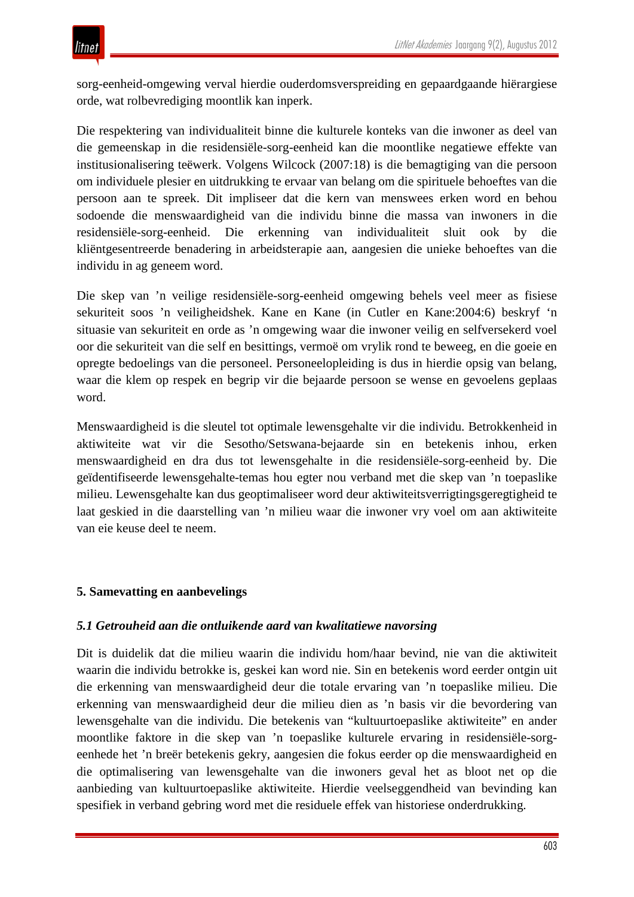sorg-eenheid-omgewing verval hierdie ouderdomsverspreiding en gepaardgaande hiërargiese orde, wat rolbevrediging moontlik kan inperk.

Die respektering van individualiteit binne die kulturele konteks van die inwoner as deel van die gemeenskap in die residensiële-sorg-eenheid kan die moontlike negatiewe effekte van institusionalisering teëwerk. Volgens Wilcock (2007:18) is die bemagtiging van die persoon om individuele plesier en uitdrukking te ervaar van belang om die spirituele behoeftes van die persoon aan te spreek. Dit impliseer dat die kern van menswees erken word en behou sodoende die menswaardigheid van die individu binne die massa van inwoners in die residensiële-sorg-eenheid. Die erkenning van individualiteit sluit ook by die kliëntgesentreerde benadering in arbeidsterapie aan, aangesien die unieke behoeftes van die individu in ag geneem word.

Die skep van ’n veilige residensiële-sorg-eenheid omgewing behels veel meer as fisiese sekuriteit soos ’n veiligheidshek. Kane en Kane (in Cutler en Kane:2004:6) beskryf ‘n situasie van sekuriteit en orde as ’n omgewing waar die inwoner veilig en selfversekerd voel oor die sekuriteit van die self en besittings, vermoë om vrylik rond te beweeg, en die goeie en opregte bedoelings van die personeel. Personeelopleiding is dus in hierdie opsig van belang, waar die klem op respek en begrip vir die bejaarde persoon se wense en gevoelens geplaas word.

Menswaardigheid is die sleutel tot optimale lewensgehalte vir die individu. Betrokkenheid in aktiwiteite wat vir die Sesotho/Setswana-bejaarde sin en betekenis inhou, erken menswaardigheid en dra dus tot lewensgehalte in die residensiële-sorg-eenheid by. Die geïdentifiseerde lewensgehalte-temas hou egter nou verband met die skep van ’n toepaslike milieu. Lewensgehalte kan dus geoptimaliseer word deur aktiwiteitsverrigtingsgeregtigheid te laat geskied in die daarstelling van ’n milieu waar die inwoner vry voel om aan aktiwiteite van eie keuse deel te neem.

## 5. Samevatting en aanbevelings

### *5.1 Getrouheid aan die ontluikende aard van kwalitatiewe navorsing*

Dit is duidelik dat die milieu waarin die individu hom/haar bevind, nie van die aktiwiteit waarin die individu betrokke is, geskei kan word nie. Sin en betekenis word eerder ontgin uit die erkenning van menswaardigheid deur die totale ervaring van ’n toepaslike milieu. Die erkenning van menswaardigheid deur die milieu dien as ’n basis vir die bevordering van lewensgehalte van die individu. Die betekenis van “kultuurtoepaslike aktiwiteite” en ander moontlike faktore in die skep van ’n toepaslike kulturele ervaring in residensiële-sorg-eenhede het ’n breër betekenis gekry, aangesien die fokus eerder op die menswaardigheid en die optimalisering van lewensgehalte van die inwoners geval het as bloot net op die aanbieding van kultuurtoepaslike aktiwiteite. Hierdie veelseggendheid van bevinding kan spesifiek in verband gebring word met die residuele effek van historiese onderdrukking.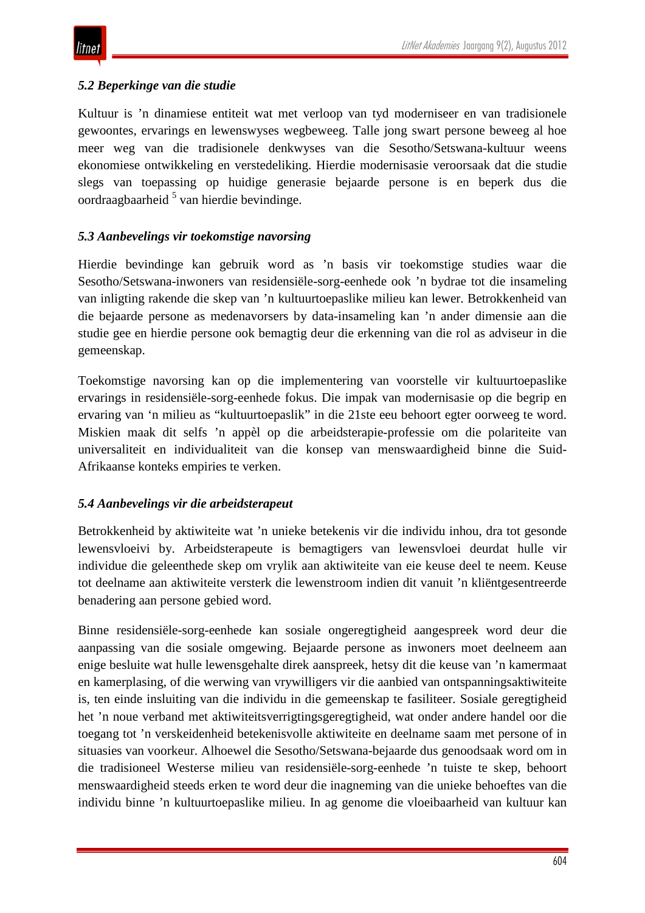### *5.2 Beperkinge van die studie*

Kultuur is ’n dinamiese entiteit wat met verloop van tyd moderniseer en van tradisionele gewoontes, ervarings en lewenswyses wegbeweeg. Talle jong swart persone beweeg al hoe meer weg van die tradisionele denkwyses van die Sesotho/Setswana-kultuur weens ekonomiese ontwikkeling en verstedeliking. Hierdie modernisasie veroorsaak dat die studie slegs van toepassing op huidige generasie bejaarde persone is en beperk dus die oordraagbaarheid [5] van hierdie bevindinge.

### *5.3 Aanbevelings vir toekomstige navorsing*

Hierdie bevindinge kan gebruik word as ’n basis vir toekomstige studies waar die Sesotho/Setswana-inwoners van residensiële-sorg-eenhede ook ’n bydrae tot die insameling van inligting rakende die skep van ’n kultuurtoepaslike milieu kan lewer. Betrokkenheid van die bejaarde persone as medenavorsers by data-insameling kan ’n ander dimensie aan die studie gee en hierdie persone ook bemagtig deur die erkenning van die rol as adviseur in die gemeenskap.

Toekomstige navorsing kan op die implementering van voorstelle vir kultuurtoepaslike ervarings in residensiële-sorg-eenhede fokus. Die impak van modernisasie op die begrip en ervaring van ‘n milieu as “kultuurtoepaslik” in die 21ste eeu behoort egter oorweeg te word. Miskien maak dit selfs ’n appèl op die arbeidsterapie-professie om die polariteite van universaliteit en individualiteit van die konsep van menswaardigheid binne die Suid-Afrikaanse konteks empiries te verken.

### *5.4 Aanbevelings vir die arbeidsterapeut*

Betrokkenheid by aktiwiteite wat ’n unieke betekenis vir die individu inhou, dra tot gesonde lewensvloeivi by. Arbeidsterapeute is bemagtigers van lewensvloei deurdat hulle vir individue die geleenthede skep om vrylik aan aktiwiteite van eie keuse deel te neem. Keuse tot deelname aan aktiwiteite versterk die lewenstroom indien dit vanuit ’n kliëntgesentreerde benadering aan persone gebied word.

Binne residensiële-sorg-eenhede kan sosiale ongeregtigheid aangespreek word deur die aanpassing van die sosiale omgewing. Bejaarde persone as inwoners moet deelneem aan enige besluite wat hulle lewensgehalte direk aanspreek, hetsy dit die keuse van ’n kamermaat en kamerplasing, of die werwing van vrywilligers vir die aanbied van ontspanningsaktiwiteite is, ten einde insluiting van die individu in die gemeenskap te fasiliteer. Sosiale geregtigheid het ’n noue verband met aktiwiteitsverrigtingsgeregtigheid, wat onder andere handel oor die toegang tot ’n verskeidenheid betekenisvolle aktiwiteite en deelname saam met persone of in situasies van voorkeur. Alhoewel die Sesotho/Setswana-bejaarde dus genoodsaak word om in die tradisioneel Westerse milieu van residensiële-sorg-eenhede ’n tuiste te skep, behoort menswaardigheid steeds erken te word deur die inagneming van die unieke behoeftes van die individu binne ’n kultuurtoepaslike milieu. In ag genome die vloeibaarheid van kultuur kan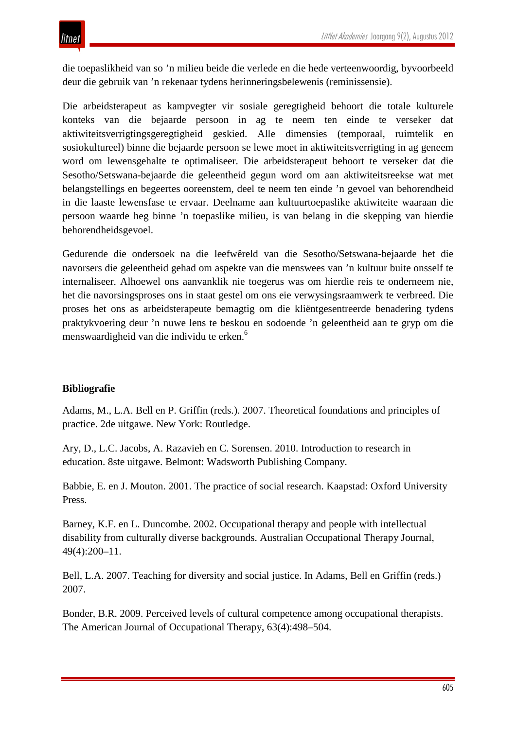die toepaslikheid van so ’n milieu beide die verlede en die hede verteenwoordig, byvoorbeeld deur die gebruik van ’n rekenaar tydens herinneringsbelewenis (reminissensie).

Die arbeidsterapeut as kampvegter vir sosiale geregtigheid behoort die totale kulturele konteks van die bejaarde persoon in ag te neem ten einde te verseker dat aktiwiteitsverrigtingsgeregtigheid geskied. Alle dimensies (temporaal, ruimtelik en sosiokultureel) binne die bejaarde persoon se lewe moet in aktiwiteitsverrigting in ag geneem word om lewensgehalte te optimaliseer. Die arbeidsterapeut behoort te verseker dat die Sesotho/Setswana-bejaarde die geleentheid gegun word om aan aktiwiteitsreekse wat met belangstellings en begeertes ooreenstem, deel te neem ten einde ’n gevoel van behorendheid in die laaste lewensfase te ervaar. Deelname aan kultuurtoepaslike aktiwiteite waaraan die persoon waarde heg binne ’n toepaslike milieu, is van belang in die skepping van hierdie behorendheidsgevoel.

Gedurende die ondersoek na die leefwêreld van die Sesotho/Setswana-bejaarde het die navorsers die geleentheid gehad om aspekte van die menswees van ’n kultuur buite onsself te internaliseer. Alhoewel ons aanvanklik nie toegerus was om hierdie reis te onderneem nie, het die navorsingsproses ons in staat gestel om ons eie verwysingsraamwerk te verbreed. Die proses het ons as arbeidsterapeute bemagtig om die kliëntgesentreerde benadering tydens praktykvoering deur ’n nuwe lens te beskou en sodoende ’n geleentheid aan te gryp om die menswaardigheid van die individu te erken.[6]

**Bibliografie**

Adams, M., L.A. Bell en P. Griffin (reds.). 2007. Theoretical foundations and principles of practice. 2de uitgawe. New York: Routledge.

Ary, D., L.C. Jacobs, A. Razavieh en C. Sorensen. 2010. Introduction to research in education. 8ste uitgawe. Belmont: Wadsworth Publishing Company.

Babbie, E. en J. Mouton. 2001. The practice of social research. Kaapstad: Oxford University Press.

Barney, K.F. en L. Duncombe. 2002. Occupational therapy and people with intellectual disability from culturally diverse backgrounds. Australian Occupational Therapy Journal, 49(4):200–11.

Bell, L.A. 2007. Teaching for diversity and social justice. In Adams, Bell en Griffin (reds.) 2007.

Bonder, B.R. 2009. Perceived levels of cultural competence among occupational therapists. The American Journal of Occupational Therapy, 63(4):498–504.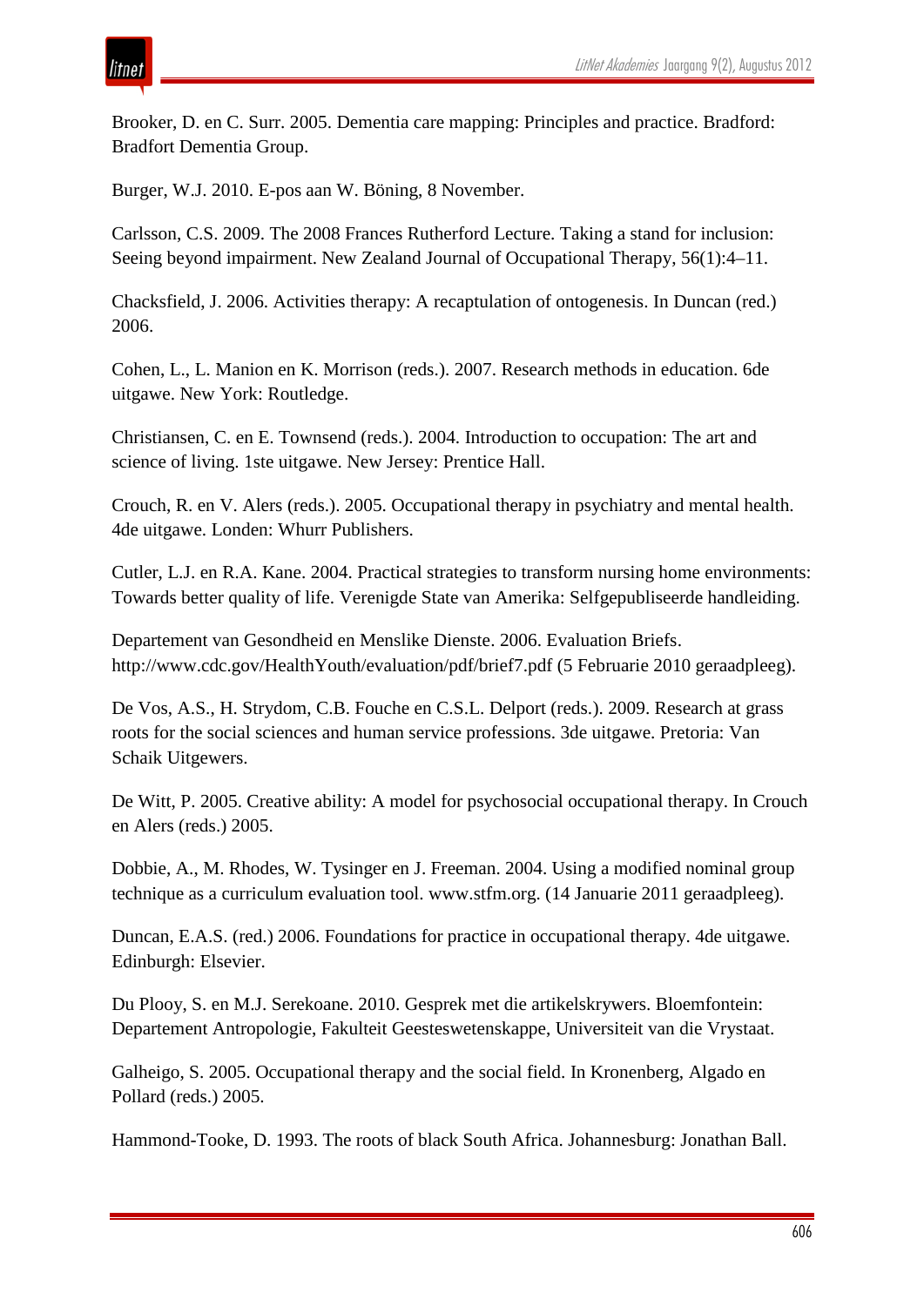Brooker, D. en C. Surr. 2005. Dementia care mapping: Principles and practice. Bradford: Bradford Dementia Group.

Burger, W.J. 2010. E-pos aan W. Böning, 8 November.

Carlsson, C.S. 2009. The 2008 Frances Rutherford Lecture. Taking a stand for inclusion: Seeing beyond impairment. New Zealand Journal of Occupational Therapy, 56(1):4–11.

Chacksfield, J. 2006. Activities therapy: A recaptulation of ontogenesis. In Duncan (red.) 2006.

Cohen, L., L. Manion en K. Morrison (reds.). 2007. Research methods in education. 6de uitgawe. New York: Routledge.

Christiansen, C. en E. Townsend (reds.). 2004. Introduction to occupation: The art and science of living. 1ste uitgawe. New Jersey: Prentice Hall.

Crouch, R. en V. Alers (reds.). 2005. Occupational therapy in psychiatry and mental health. 4de uitgawe. Londen: Whurr Publishers.

Cutler, L.J. en R.A. Kane. 2004. Practical strategies to transform nursing home environments: Towards better quality of life. Verenigde State van Amerika: Selfgepubliseerde handleiding.

Departement van Gesondheid en Menslike Dienste. 2006. Evaluation Briefs. http://www.cdc.gov/HealthYouth/evaluation/pdf/brief7.pdf (5 Februarie 2010 geraadpleeg).

De Vos, A.S., H. Strydom, C.B. Fouche en C.S.L. Delport (reds.). 2009. Research at grass roots for the social sciences and human service professions. 3de uitgawe. Pretoria: Van Schaik Uitgewers.

De Witt, P. 2005. Creative ability: A model for psychosocial occupational therapy. In Crouch en Alers (reds.) 2005.

Dobbie, A., M. Rhodes, W. Tysinger en J. Freeman. 2004. Using a modified nominal group technique as a curriculum evaluation tool. www.stfm.org. (14 Januarie 2011 geraadpleeg).

Duncan, E.A.S. (red.) 2006. Foundations for practice in occupational therapy. 4de uitgawe. Edinburgh: Elsevier.

Du Plooy, S. en M.J. Serekoane. 2010. Gesprek met die artikelskrywers. Bloemfontein: Departement Antropologie, Fakulteit Geesteswetenskappe, Universiteit van die Vrystaat.

Galheigo, S. 2005. Occupational therapy and the social field. In Kronenberg, Algado en Pollard (reds.) 2005.

Hammond-Tooke, D. 1993. The roots of black South Africa. Johannesburg: Jonathan Ball.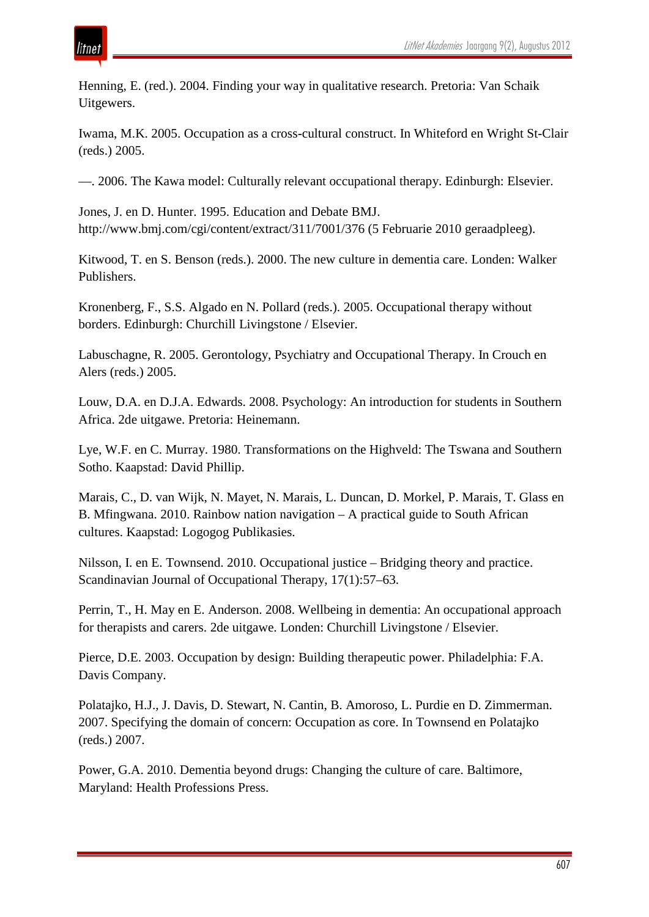Henning, E. (red.). 2004. Finding your way in qualitative research. Pretoria: Van Schaik Uitgewers.

Iwama, M.K. 2005. Occupation as a cross-cultural construct. In Whiteford en Wright St-Clair (reds.) 2005.

—. 2006. The Kawa model: Culturally relevant occupational therapy. Edinburgh: Elsevier.

Jones, J. en D. Hunter. 1995. Education and Debate BMJ. http://www.bmj.com/cgi/content/extract/311/7001/376 (5 Februarie 2010 geraadpleeg).

Kitwood, T. en S. Benson (reds.). 2000. The new culture in dementia care. Londen: Walker Publishers.

Kronenberg, F., S.S. Algado en N. Pollard (reds.). 2005. Occupational therapy without borders. Edinburgh: Churchill Livingstone / Elsevier.

Labuschagne, R. 2005. Gerontology, Psychiatry and Occupational Therapy. In Crouch en Alers (reds.) 2005.

Louw, D.A. en D.J.A. Edwards. 2008. Psychology: An introduction for students in Southern Africa. 2de uitgawe. Pretoria: Heinemann.

Lye, W.F. en C. Murray. 1980. Transformations on the Highveld: The Tswana and Southern Sotho. Kaapstad: David Phillip.

Marais, C., D. van Wijk, N. Mayet, N. Marais, L. Duncan, D. Morkel, P. Marais, T. Glass en B. Mfingwana. 2010. Rainbow nation navigation – A practical guide to South African cultures. Kaapstad: Logogog Publikasies.

Nilsson, I. en E. Townsend. 2010. Occupational justice – Bridging theory and practice. Scandinavian Journal of Occupational Therapy, 17(1):57–63.

Perrin, T., H. May en E. Anderson. 2008. Wellbeing in dementia: An occupational approach for therapists and carers. 2de uitgawe. Londen: Churchill Livingstone / Elsevier.

Pierce, D.E. 2003. Occupation by design: Building therapeutic power. Philadelphia: F.A. Davis Company.

Polatajko, H.J., J. Davis, D. Stewart, N. Cantin, B. Amoroso, L. Purdie en D. Zimmerman. 2007. Specifying the domain of concern: Occupation as core. In Townsend en Polatajko (reds.) 2007.

Power, G.A. 2010. Dementia beyond drugs: Changing the culture of care. Baltimore, Maryland: Health Professions Press.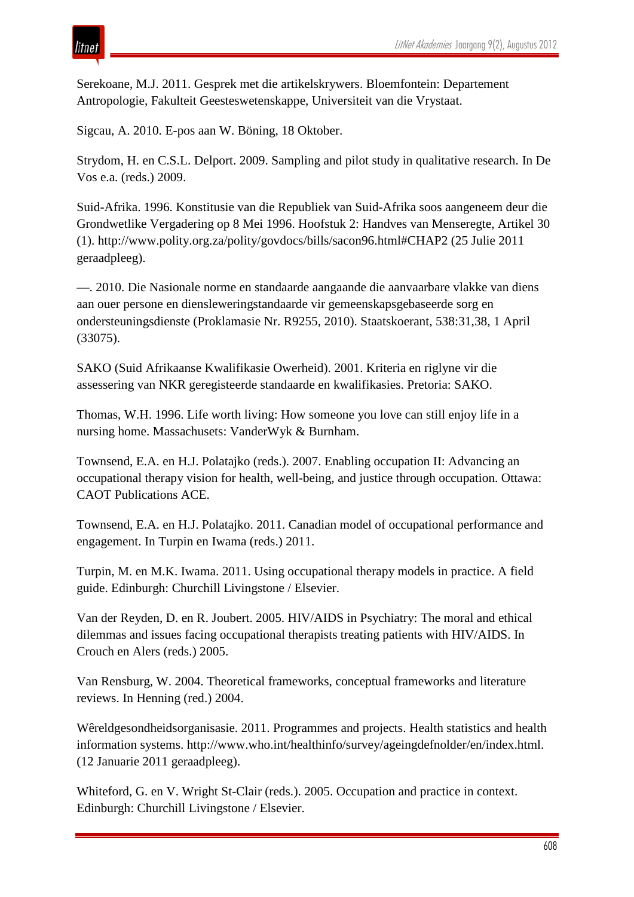Serekoane, M.J. 2011. Gesprek met die artikelskrywers. Bloemfontein: Departement Antropologie, Fakulteit Geesteswetenskappe, Universiteit van die Vrystaat.

Sigcau, A. 2010. E-pos aan W. Böning, 18 Oktober.

Strydom, H. en C.S.L. Delport. 2009. Sampling and pilot study in qualitative research. In De Vos e.a. (reds.) 2009.

Suid-Afrika. 1996. Konstitusie van die Republiek van Suid-Afrika soos aangeneem deur die Grondwetlike Vergadering op 8 Mei 1996. Hoofstuk 2: Handves van Menseregte, Artikel 30 (1). http://www.polity.org.za/polity/govdocs/bills/sacon96.html#CHAP2 (25 Julie 2011 geraadpleeg).

—. 2010. Die Nasionale norme en standaarde aangaande die aanvaarbare vlakke van diens aan ouer persone en diensleweringstandaarde vir gemeenskapsgebaseerde sorg en ondersteuningsdienste (Proklamasie Nr. R9255, 2010). Staatskoerant, 538:31,38, 1 April (33075).

SAKO (Suid Afrikaanse Kwalifikasie Owerheid). 2001. Kriteria en riglyne vir die assessering van NKR geregisteerde standaarde en kwalifikasies. Pretoria: SAKO.

Thomas, W.H. 1996. Life worth living: How someone you love can still enjoy life in a nursing home. Massachusets: VanderWyk & Burnham.

Townsend, E.A. en H.J. Polatajko (reds.). 2007. Enabling occupation II: Advancing an occupational therapy vision for health, well-being, and justice through occupation. Ottawa: CAOT Publications ACE.

Townsend, E.A. en H.J. Polatajko. 2011. Canadian model of occupational performance and engagement. In Turpin en Iwama (reds.) 2011.

Turpin, M. en M.K. Iwama. 2011. Using occupational therapy models in practice. A field guide. Edinburgh: Churchill Livingstone / Elsevier.

Van der Reyden, D. en R. Joubert. 2005. HIV/AIDS in Psychiatry: The moral and ethical dilemmas and issues facing occupational therapists treating patients with HIV/AIDS. In Crouch en Alers (reds.) 2005.

Van Rensburg, W. 2004. Theoretical frameworks, conceptual frameworks and literature reviews. In Henning (red.) 2004.

Wêreldgesondheidsorganisasie. 2011. Programmes and projects. Health statistics and health information systems. http://www.who.int/healthinfo/survey/ageingdefnolder/en/index.html. (12 Januarie 2011 geraadpleeg).

Whiteford, G. en V. Wright St-Clair (reds.). 2005. Occupation and practice in context. Edinburgh: Churchill Livingstone / Elsevier.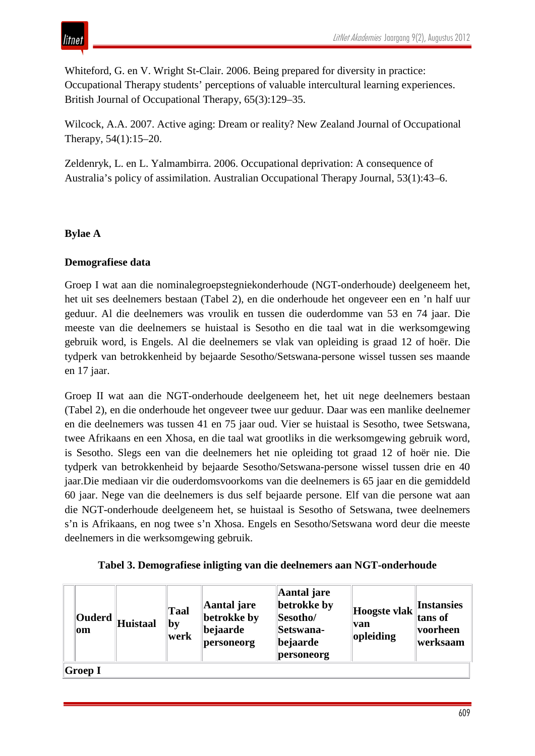Whiteford, G. en V. Wright St-Clair. 2006. Being prepared for diversity in practice: Occupational Therapy students' perceptions of valuable intercultural learning experiences. British Journal of Occupational Therapy, 65(3):129–35.

Wilcock, A.A. 2007. Active aging: Dream or reality? New Zealand Journal of Occupational Therapy, 54(1):15–20.

Zeldenryk, L. en L. Yalmambirra. 2006. Occupational deprivation: A consequence of Australia's policy of assimilation. Australian Occupational Therapy Journal, 53(1):43–6.

## Bylae A

### Demografiese data

Groep I wat aan die nominalegroepstegniekonderhoude (NGT-onderhoude) deelgeneem het, het uit ses deelnemers bestaan (Tabel 2), en die onderhoude het ongeveer een en 'n half uur geduur. Al die deelnemers was vroulik en tussen die ouderdomme van 53 en 74 jaar. Die meeste van die deelnemers se huistaal is Sesotho en die taal wat in die werksomgewing gebruik word, is Engels. Al die deelnemers se vlak van opleiding is graad 12 of hoër. Die tydperk van betrokkenheid by bejaarde Sesotho/Setswana-persone wissel tussen ses maande en 17 jaar.

Groep II wat aan die NGT-onderhoude deelgeneem het, het uit nege deelnemers bestaan (Tabel 2), en die onderhoude het ongeveer twee uur geduur. Daar was een manlike deelnemer en die deelnemers was tussen 41 en 75 jaar oud. Vier se huistaal is Sesotho, twee Setswana, twee Afrikaans en een Xhosa, en die taal wat grootliks in die werksomgewing gebruik word, is Sesotho. Slegs een van die deelnemers het nie opleiding tot graad 12 of hoër nie. Die tydperk van betrokkenheid by bejaarde Sesotho/Setswana-persone wissel tussen drie en 40 jaar.Die mediaan vir die ouderdomsvoorkoms van die deelnemers is 65 jaar en die gemiddeld 60 jaar. Nege van die deelnemers is dus self bejaarde persone. Elf van die persone wat aan die NGT-onderhoude deelgeneem het, se huistaal is Sesotho of Setswana, twee deelnemers s'n is Afrikaans, en nog twee s'n Xhosa. Engels en Sesotho/Setswana word deur die meeste deelnemers in die werksomgewing gebruik.

**Tabel 3. Demografiese inligting van die deelnemers aan NGT-onderhoude**

| | Ouderdom | Huistaal | Taal by werk | Aantal jare betrokke by bejaarde personeorg | Aantal jare betrokke by Sesotho/ Setswana-bejaarde personeorg | Hoogste vlak van opleiding | Instansies tans of voorheen werksaam |
|---|---|---|---|---|---|---|---|
| **Groep I** | | | | | | | |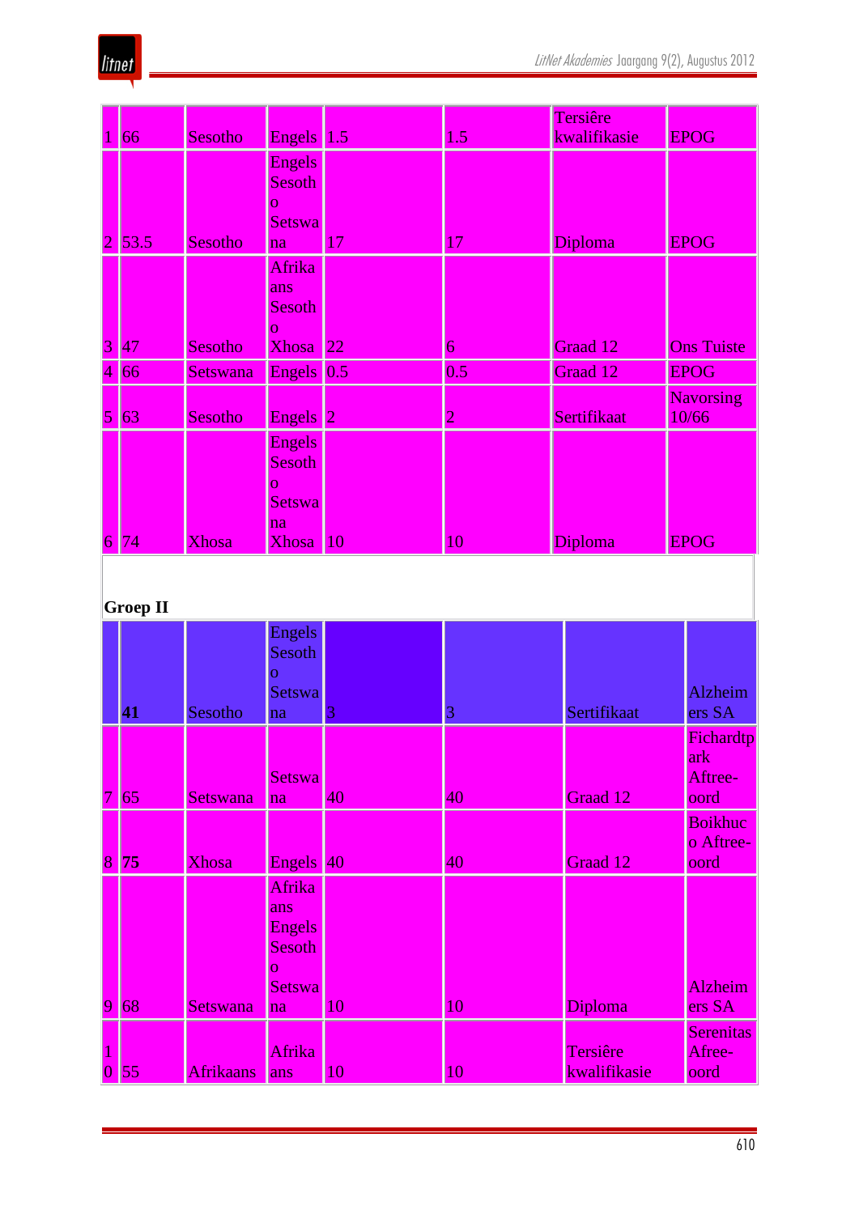| | | | | | | | |
|---|---|---|---|---|---|---|---|
| 1 | 66 | Sesotho | Engels | 1.5 | 1.5 | Tersiêre kwalifikasie | EPOG |
| 2 | 53.5 | Sesotho | Engels Sesotho Setswana | 17 | 17 | Diploma | EPOG |
| 3 | 47 | Sesotho | Afrikaans Sesotho Xhosa | 22 | 6 | Graad 12 | Ons Tuiste |
| 4 | 66 | Setswana | Engels | 0.5 | 0.5 | Graad 12 | EPOG |
| 5 | 63 | Sesotho | Engels | 2 | 2 | Sertifikaat | Navorsing 10/66 |
| 6 | 74 | Xhosa | Engels Sesotho Setswana Xhosa | 10 | 10 | Diploma | EPOG |
| **Groep II** | | | | | | | |
| | **41** | Sesotho | Engels Sesotho Setswana | 3 | 3 | Sertifikaat | Alzheimers SA |
| 7 | 65 | Setswana | Setswana | 40 | 40 | Graad 12 | Fichardtpark Aftree-oord |
| 8 | **75** | Xhosa | Engels | 40 | 40 | Graad 12 | Boikhuco Aftree-oord |
| 9 | 68 | Setswana | Afrikaans Engels Sesotho Setswana | 10 | 10 | Diploma | Alzheimers SA |
| 10 | 55 | Afrikaans | Afrikaans | 10 | 10 | Tersiêre kwalifikasie | Serenitas Afree-oord |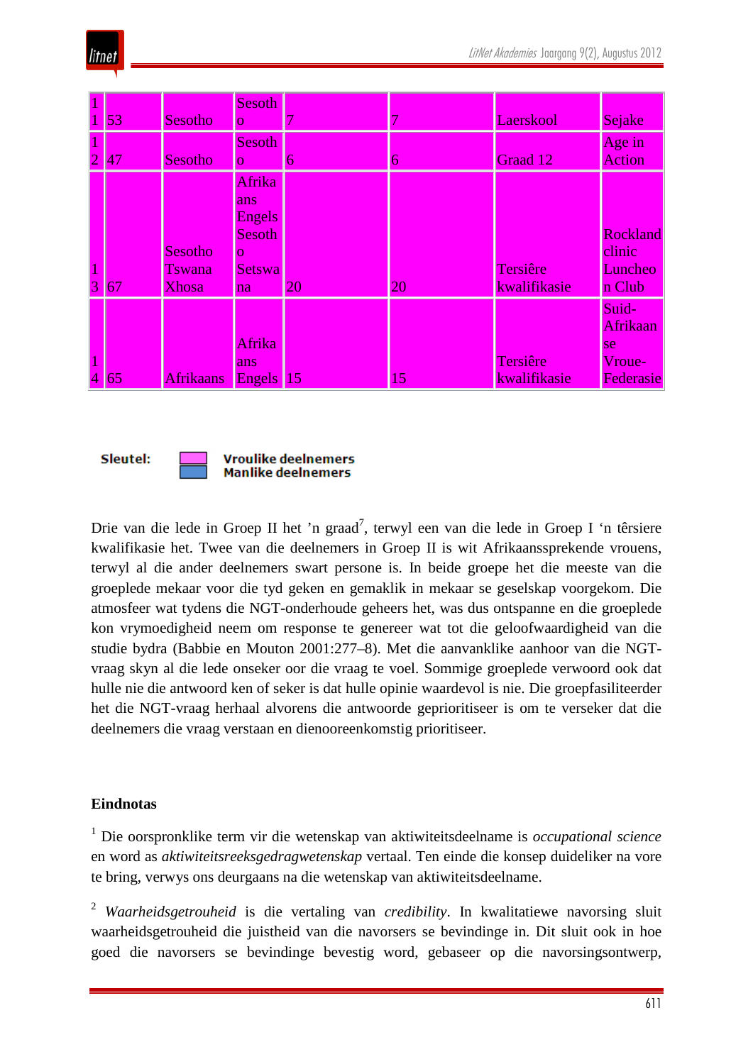| 11 | 53 | Sesotho | Sesotho | 7 | 7 | Laerskool | Sejake |
|---|---|---|---|---|---|---|---|
| 12 | 47 | Sesotho | Sesotho | 6 | 6 | Graad 12 | Age in Action |
| 13 | 67 | Sesotho Tswana Xhosa | Afrikaans Engels Sesotho Setswana | 20 | 20 | Tersiêre kwalifikasie | Rockland clinic Luncheon Club |
| 14 | 65 | Afrikaans | Afrikaans Engels | 15 | 15 | Tersiêre kwalifikasie | Suid-Afrikaanse Vroue-Federasie |

**Sleutel:** Vroulike deelnemers / Manlike deelnemers

Drie van die lede in Groep II het 'n graad[7], terwyl een van die lede in Groep I 'n têrsiere kwalifikasie het. Twee van die deelnemers in Groep II is wit Afrikaanssprekende vrouens, terwyl al die ander deelnemers swart persone is. In beide groepe het die meeste van die groeplede mekaar voor die tyd geken en gemaklik in mekaar se geselskap voorgekom. Die atmosfeer wat tydens die NGT-onderhoude geheers het, was dus ontspanne en die groeplede kon vrymoedigheid neem om response te genereer wat tot die geloofwaardigheid van die studie bydra (Babbie en Mouton 2001:277–8). Met die aanvanklike aanhoor van die NGT-vraag skyn al die lede onseker oor die vraag te voel. Sommige groeplede verwoord ook dat hulle nie die antwoord ken of seker is dat hulle opinie waardevol is nie. Die groepfasiliteerder het die NGT-vraag herhaal alvorens die antwoorde geprioritiseer is om te verseker dat die deelnemers die vraag verstaan en dienooreenkomstig prioritiseer.

## Eindnotas

[1] Die oorspronklike term vir die wetenskap van aktiwiteitsdeelname is *occupational science* en word as *aktiwiteitsreeksgedragwetenskap* vertaal. Ten einde die konsep duideliker na vore te bring, verwys ons deurgaans na die wetenskap van aktiwiteitsdeelname.

[2] *Waarheidsgetrouheid* is die vertaling van *credibility*. In kwalitatiewe navorsing sluit waarheidsgetrouheid die juistheid van die navorsers se bevindinge in. Dit sluit ook in hoe goed die navorsers se bevindinge bevestig word, gebaseer op die navorsingsontwerp,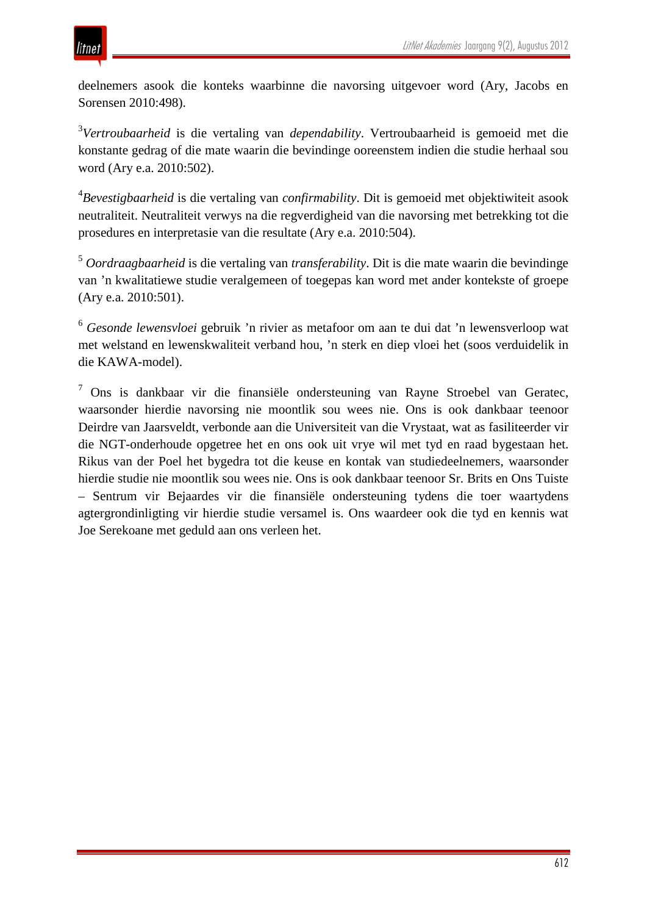deelnemers asook die konteks waarbinne die navorsing uitgevoer word (Ary, Jacobs en Sorensen 2010:498).

[3]*Vertroubaarheid* is die vertaling van *dependability*. Vertroubaarheid is gemoeid met die konstante gedrag of die mate waarin die bevindinge ooreenstem indien die studie herhaal sou word (Ary e.a. 2010:502).

[4]*Bevestigbaarheid* is die vertaling van *confirmability*. Dit is gemoeid met objektiwiteit asook neutraliteit. Neutraliteit verwys na die regverdigheid van die navorsing met betrekking tot die prosedures en interpretasie van die resultate (Ary e.a. 2010:504).

[5] *Oordraagbaarheid* is die vertaling van *transferability*. Dit is die mate waarin die bevindinge van 'n kwalitatiewe studie veralgemeen of toegepas kan word met ander kontekste of groepe (Ary e.a. 2010:501).

[6] *Gesonde lewensvloei* gebruik 'n rivier as metafoor om aan te dui dat 'n lewensverloop wat met welstand en lewenskwaliteit verband hou, 'n sterk en diep vloei het (soos verduidelik in die KAWA-model).

[7] Ons is dankbaar vir die finansiële ondersteuning van Rayne Stroebel van Geratec, waarsonder hierdie navorsing nie moontlik sou wees nie. Ons is ook dankbaar teenoor Deirdre van Jaarsveldt, verbonde aan die Universiteit van die Vrystaat, wat as fasiliteerder vir die NGT-onderhoude opgetree het en ons ook uit vrye wil met tyd en raad bygestaan het. Rikus van der Poel het bygedra tot die keuse en kontak van studiedeelnemers, waarsonder hierdie studie nie moontlik sou wees nie. Ons is ook dankbaar teenoor Sr. Brits en Ons Tuiste – Sentrum vir Bejaardes vir die finansiële ondersteuning tydens die toer waartydens agtergrondinligting vir hierdie studie versamel is. Ons waardeer ook die tyd en kennis wat Joe Serekoane met geduld aan ons verleen het.